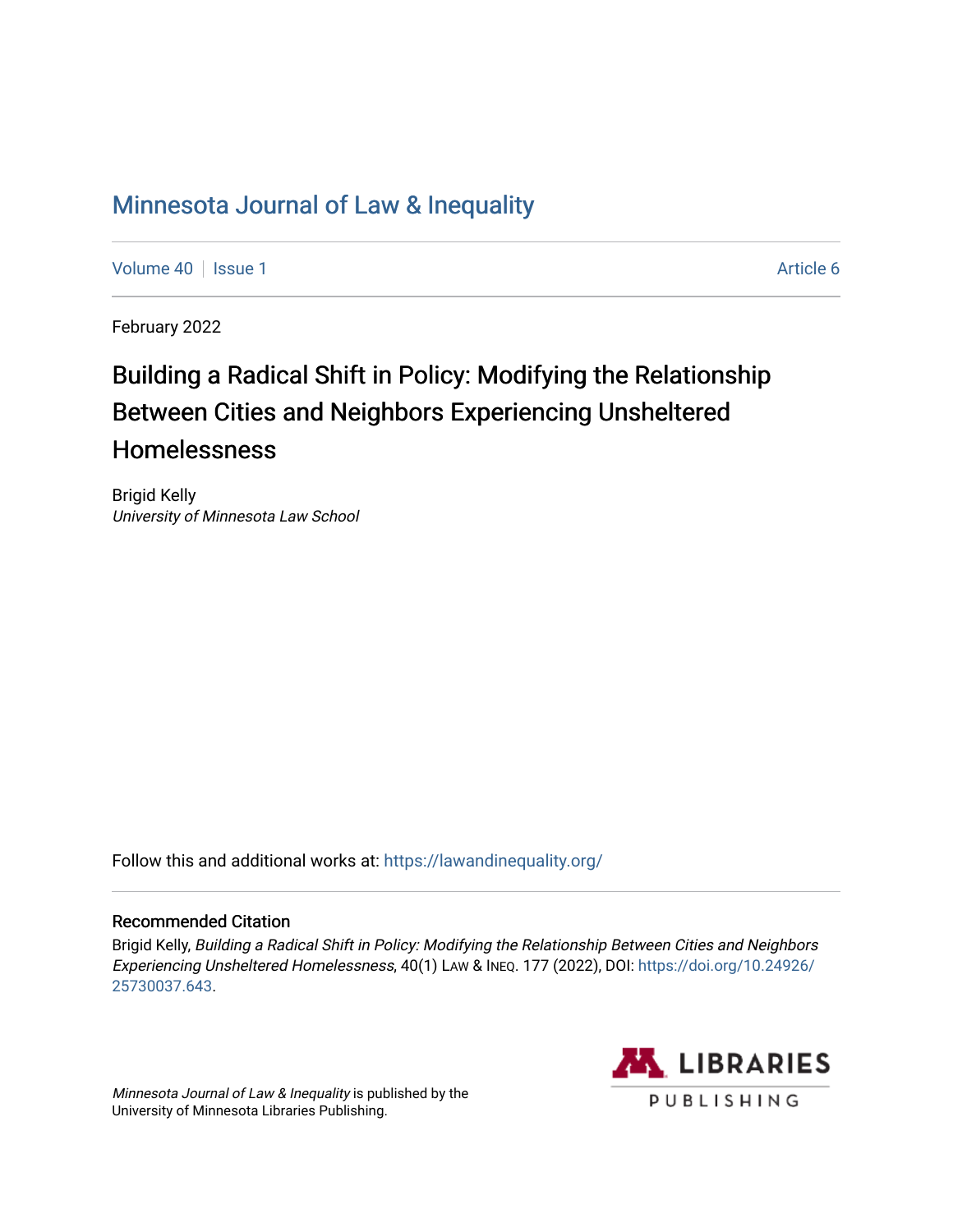# Minnesota Journal of Law & Inequality

Volume 40 | Issue 1 Article 6

February 2022

## Building a Radical Shift in Policy: Modifying the Relationship Between Cities and Neighbors Experiencing Unsheltered Homelessness

Brigid Kelly
*University of Minnesota Law School*

Follow this and additional works at: https://lawandinequality.org/

### Recommended Citation

Brigid Kelly, *Building a Radical Shift in Policy: Modifying the Relationship Between Cities and Neighbors Experiencing Unsheltered Homelessness*, 40(1) LAW & INEQ. 177 (2022), DOI: https://doi.org/10.24926/25730037.643.

*Minnesota Journal of Law & Inequality* is published by the University of Minnesota Libraries Publishing.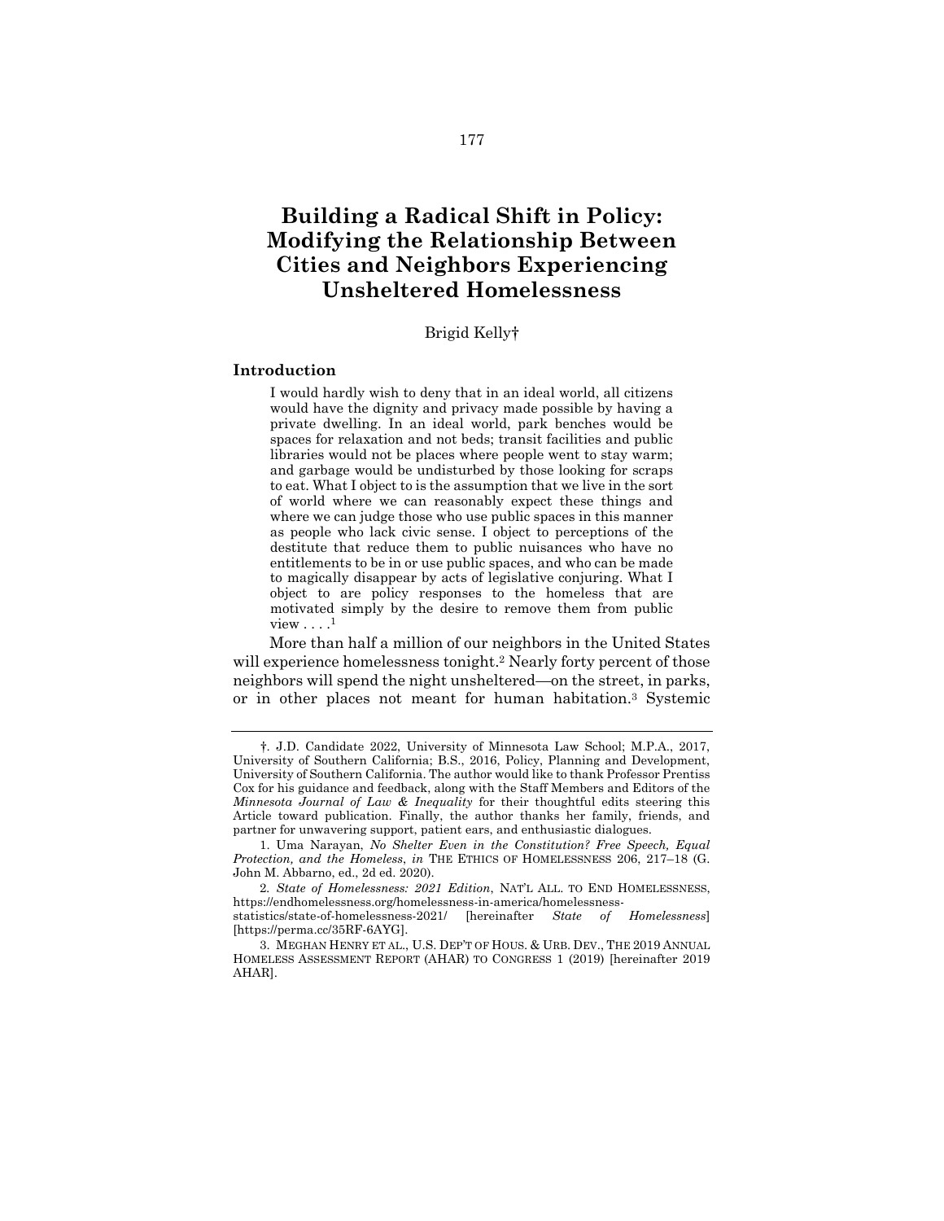# Building a Radical Shift in Policy: Modifying the Relationship Between Cities and Neighbors Experiencing Unsheltered Homelessness

Brigid Kelly†

## Introduction

> I would hardly wish to deny that in an ideal world, all citizens would have the dignity and privacy made possible by having a private dwelling. In an ideal world, park benches would be spaces for relaxation and not beds; transit facilities and public libraries would not be places where people went to stay warm; and garbage would be undisturbed by those looking for scraps to eat. What I object to is the assumption that we live in the sort of world where we can reasonably expect these things and where we can judge those who use public spaces in this manner as people who lack civic sense. I object to perceptions of the destitute that reduce them to public nuisances who have no entitlements to be in or use public spaces, and who can be made to magically disappear by acts of legislative conjuring. What I object to are policy responses to the homeless that are motivated simply by the desire to remove them from public view . . . .[1]

More than half a million of our neighbors in the United States will experience homelessness tonight.[2] Nearly forty percent of those neighbors will spend the night unsheltered—on the street, in parks, or in other places not meant for human habitation.[3] Systemic

---

†. J.D. Candidate 2022, University of Minnesota Law School; M.P.A., 2017, University of Southern California; B.S., 2016, Policy, Planning and Development, University of Southern California. The author would like to thank Professor Prentiss Cox for his guidance and feedback, along with the Staff Members and Editors of the *Minnesota Journal of Law & Inequality* for their thoughtful edits steering this Article toward publication. Finally, the author thanks her family, friends, and partner for unwavering support, patient ears, and enthusiastic dialogues.

1. Uma Narayan, *No Shelter Even in the Constitution? Free Speech, Equal Protection, and the Homeless*, *in* THE ETHICS OF HOMELESSNESS 206, 217–18 (G. John M. Abbarno, ed., 2d ed. 2020).

2. *State of Homelessness: 2021 Edition*, NAT'L ALL. TO END HOMELESSNESS, https://endhomelessness.org/homelessness-in-america/homelessness-statistics/state-of-homelessness-2021/ [hereinafter *State of Homelessness*] [https://perma.cc/35RF-6AYG].

3. MEGHAN HENRY ET AL., U.S. DEP'T OF HOUS. & URB. DEV., THE 2019 ANNUAL HOMELESS ASSESSMENT REPORT (AHAR) TO CONGRESS 1 (2019) [hereinafter 2019 AHAR].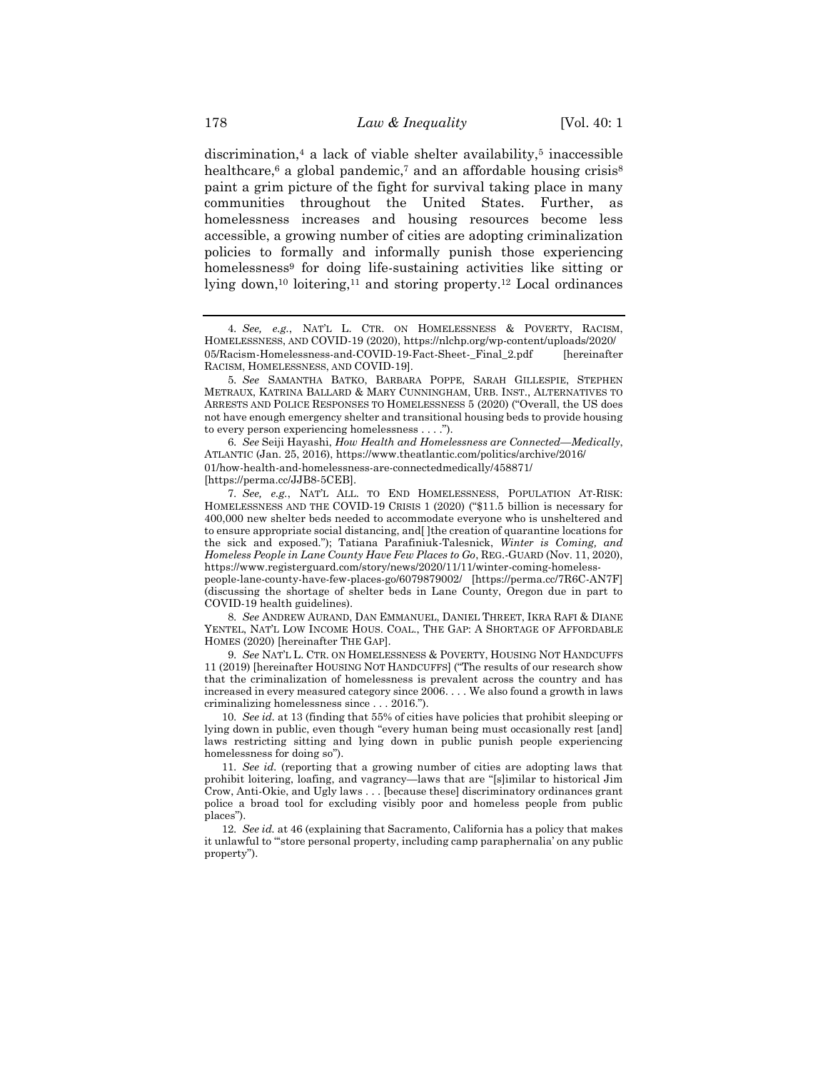discrimination,[4] a lack of viable shelter availability,[5] inaccessible healthcare,[6] a global pandemic,[7] and an affordable housing crisis[8] paint a grim picture of the fight for survival taking place in many communities throughout the United States. Further, as homelessness increases and housing resources become less accessible, a growing number of cities are adopting criminalization policies to formally and informally punish those experiencing homelessness[9] for doing life-sustaining activities like sitting or lying down,[10] loitering,[11] and storing property.[12] Local ordinances

---

4. *See, e.g.*, NAT'L L. CTR. ON HOMELESSNESS & POVERTY, RACISM, HOMELESSNESS, AND COVID-19 (2020), https://nlchp.org/wp-content/uploads/2020/05/Racism-Homelessness-and-COVID-19-Fact-Sheet-_Final_2.pdf [hereinafter RACISM, HOMELESSNESS, AND COVID-19].

5. *See* SAMANTHA BATKO, BARBARA POPPE, SARAH GILLESPIE, STEPHEN METRAUX, KATRINA BALLARD & MARY CUNNINGHAM, URB. INST., ALTERNATIVES TO ARRESTS AND POLICE RESPONSES TO HOMELESSNESS 5 (2020) ("Overall, the US does not have enough emergency shelter and transitional housing beds to provide housing to every person experiencing homelessness . . . .").

6. *See* Seiji Hayashi, *How Health and Homelessness are Connected—Medically*, ATLANTIC (Jan. 25, 2016), https://www.theatlantic.com/politics/archive/2016/01/how-health-and-homelessness-are-connectedmedically/458871/ [https://perma.cc/JJB8-5CEB].

7. *See, e.g.*, NAT'L ALL. TO END HOMELESSNESS, POPULATION AT-RISK: HOMELESSNESS AND THE COVID-19 CRISIS 1 (2020) ("$11.5 billion is necessary for 400,000 new shelter beds needed to accommodate everyone who is unsheltered and to ensure appropriate social distancing, and[ ]the creation of quarantine locations for the sick and exposed."); Tatiana Parafiniuk-Talesnick, *Winter is Coming, and Homeless People in Lane County Have Few Places to Go*, REG.-GUARD (Nov. 11, 2020), https://www.registerguard.com/story/news/2020/11/11/winter-coming-homeless-people-lane-county-have-few-places-go/6079879002/ [https://perma.cc/7R6C-AN7F] (discussing the shortage of shelter beds in Lane County, Oregon due in part to COVID-19 health guidelines).

8. *See* ANDREW AURAND, DAN EMMANUEL, DANIEL THREET, IKRA RAFI & DIANE YENTEL, NAT'L LOW INCOME HOUS. COAL., THE GAP: A SHORTAGE OF AFFORDABLE HOMES (2020) [hereinafter THE GAP].

9. *See* NAT'L L. CTR. ON HOMELESSNESS & POVERTY, HOUSING NOT HANDCUFFS 11 (2019) [hereinafter HOUSING NOT HANDCUFFS] ("The results of our research show that the criminalization of homelessness is prevalent across the country and has increased in every measured category since 2006. . . . We also found a growth in laws criminalizing homelessness since . . . 2016.").

10. *See id.* at 13 (finding that 55% of cities have policies that prohibit sleeping or lying down in public, even though "every human being must occasionally rest [and] laws restricting sitting and lying down in public punish people experiencing homelessness for doing so").

11. *See id.* (reporting that a growing number of cities are adopting laws that prohibit loitering, loafing, and vagrancy—laws that are "[s]imilar to historical Jim Crow, Anti-Okie, and Ugly laws . . . [because these] discriminatory ordinances grant police a broad tool for excluding visibly poor and homeless people from public places").

12. *See id.* at 46 (explaining that Sacramento, California has a policy that makes it unlawful to "'store personal property, including camp paraphernalia' on any public property").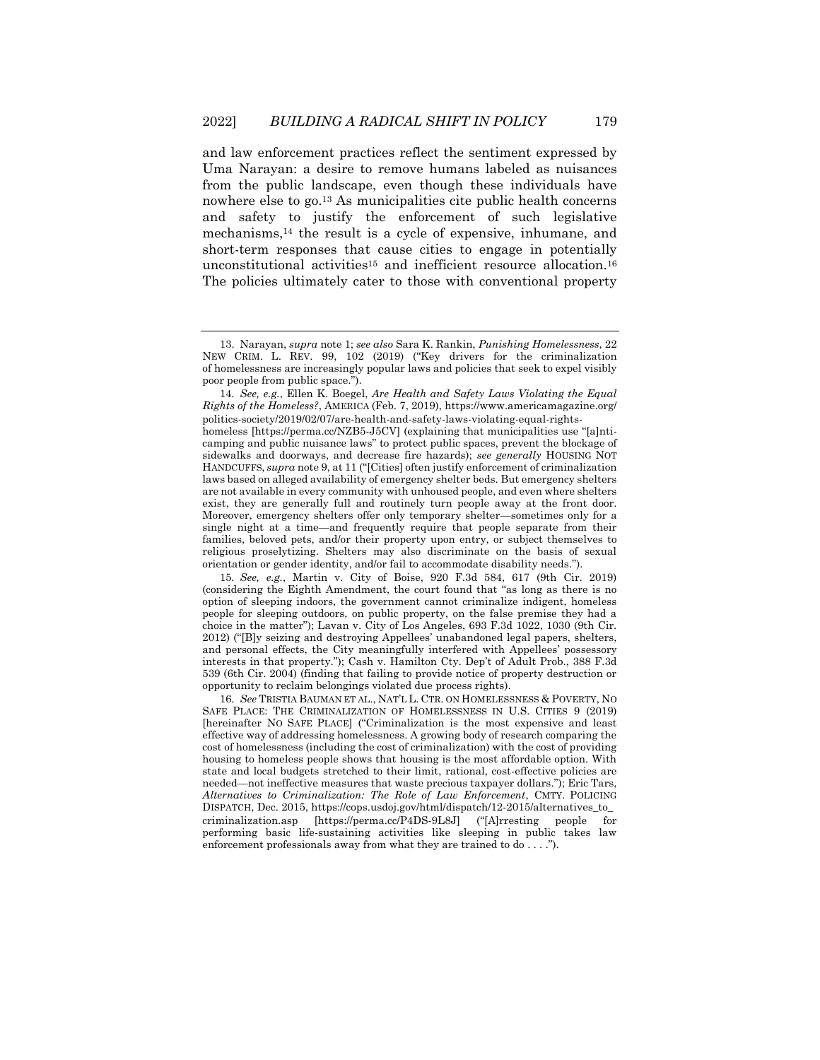and law enforcement practices reflect the sentiment expressed by Uma Narayan: a desire to remove humans labeled as nuisances from the public landscape, even though these individuals have nowhere else to go.[13] As municipalities cite public health concerns and safety to justify the enforcement of such legislative mechanisms,[14] the result is a cycle of expensive, inhumane, and short-term responses that cause cities to engage in potentially unconstitutional activities[15] and inefficient resource allocation.[16] The policies ultimately cater to those with conventional property

---

13. Narayan, *supra* note 1; *see also* Sara K. Rankin, *Punishing Homelessness*, 22 NEW CRIM. L. REV. 99, 102 (2019) ("Key drivers for the criminalization of homelessness are increasingly popular laws and policies that seek to expel visibly poor people from public space.").

14. *See, e.g.*, Ellen K. Boegel, *Are Health and Safety Laws Violating the Equal Rights of the Homeless?*, AMERICA (Feb. 7, 2019), https://www.americamagazine.org/politics-society/2019/02/07/are-health-and-safety-laws-violating-equal-rights-homeless [https://perma.cc/NZB5-J5CV] (explaining that municipalities use "[a]nti-camping and public nuisance laws" to protect public spaces, prevent the blockage of sidewalks and doorways, and decrease fire hazards); *see generally* HOUSING NOT HANDCUFFS, *supra* note 9, at 11 ("[Cities] often justify enforcement of criminalization laws based on alleged availability of emergency shelter beds. But emergency shelters are not available in every community with unhoused people, and even where shelters exist, they are generally full and routinely turn people away at the front door. Moreover, emergency shelters offer only temporary shelter—sometimes only for a single night at a time—and frequently require that people separate from their families, beloved pets, and/or their property upon entry, or subject themselves to religious proselytizing. Shelters may also discriminate on the basis of sexual orientation or gender identity, and/or fail to accommodate disability needs.").

15. *See, e.g.*, Martin v. City of Boise, 920 F.3d 584, 617 (9th Cir. 2019) (considering the Eighth Amendment, the court found that "as long as there is no option of sleeping indoors, the government cannot criminalize indigent, homeless people for sleeping outdoors, on public property, on the false premise they had a choice in the matter"); Lavan v. City of Los Angeles, 693 F.3d 1022, 1030 (9th Cir. 2012) ("[B]y seizing and destroying Appellees' unabandoned legal papers, shelters, and personal effects, the City meaningfully interfered with Appellees' possessory interests in that property."); Cash v. Hamilton Cty. Dep't of Adult Prob., 388 F.3d 539 (6th Cir. 2004) (finding that failing to provide notice of property destruction or opportunity to reclaim belongings violated due process rights).

16. *See* TRISTIA BAUMAN ET AL., NAT'L L. CTR. ON HOMELESSNESS & POVERTY, NO SAFE PLACE: THE CRIMINALIZATION OF HOMELESSNESS IN U.S. CITIES 9 (2019) [hereinafter NO SAFE PLACE] ("Criminalization is the most expensive and least effective way of addressing homelessness. A growing body of research comparing the cost of homelessness (including the cost of criminalization) with the cost of providing housing to homeless people shows that housing is the most affordable option. With state and local budgets stretched to their limit, rational, cost-effective policies are needed—not ineffective measures that waste precious taxpayer dollars."); Eric Tars, *Alternatives to Criminalization: The Role of Law Enforcement*, CMTY. POLICING DISPATCH, Dec. 2015, https://cops.usdoj.gov/html/dispatch/12-2015/alternatives_to_criminalization.asp [https://perma.cc/P4DS-9L8J] ("[A]rresting people for performing basic life-sustaining activities like sleeping in public takes law enforcement professionals away from what they are trained to do . . . .").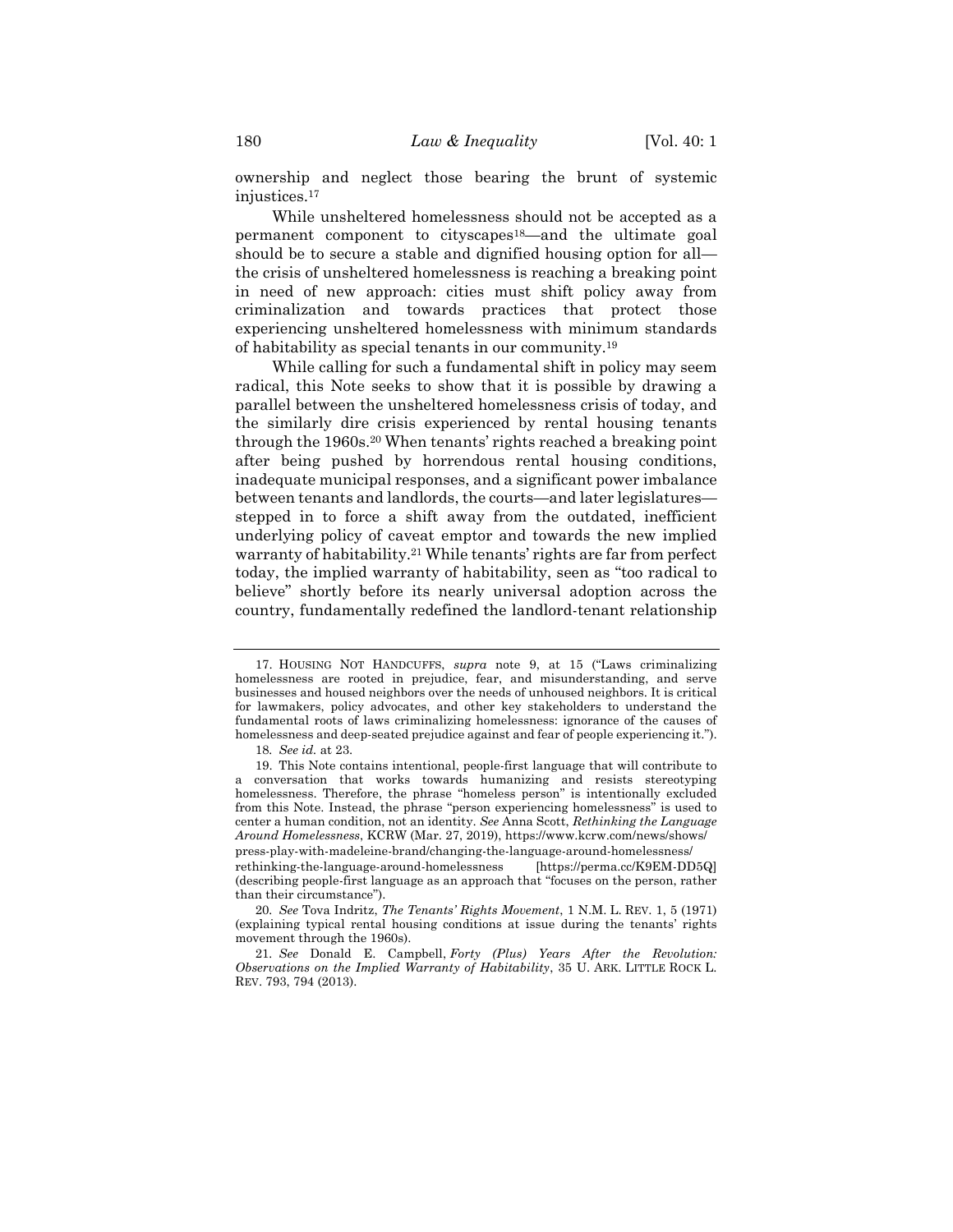ownership and neglect those bearing the brunt of systemic injustices.[17]

While unsheltered homelessness should not be accepted as a permanent component to cityscapes[18]—and the ultimate goal should be to secure a stable and dignified housing option for all—the crisis of unsheltered homelessness is reaching a breaking point in need of new approach: cities must shift policy away from criminalization and towards practices that protect those experiencing unsheltered homelessness with minimum standards of habitability as special tenants in our community.[19]

While calling for such a fundamental shift in policy may seem radical, this Note seeks to show that it is possible by drawing a parallel between the unsheltered homelessness crisis of today, and the similarly dire crisis experienced by rental housing tenants through the 1960s.[20] When tenants' rights reached a breaking point after being pushed by horrendous rental housing conditions, inadequate municipal responses, and a significant power imbalance between tenants and landlords, the courts—and later legislatures—stepped in to force a shift away from the outdated, inefficient underlying policy of caveat emptor and towards the new implied warranty of habitability.[21] While tenants' rights are far from perfect today, the implied warranty of habitability, seen as "too radical to believe" shortly before its nearly universal adoption across the country, fundamentally redefined the landlord-tenant relationship

---

17. HOUSING NOT HANDCUFFS, *supra* note 9, at 15 ("Laws criminalizing homelessness are rooted in prejudice, fear, and misunderstanding, and serve businesses and housed neighbors over the needs of unhoused neighbors. It is critical for lawmakers, policy advocates, and other key stakeholders to understand the fundamental roots of laws criminalizing homelessness: ignorance of the causes of homelessness and deep-seated prejudice against and fear of people experiencing it.").

18. *See id.* at 23.

19. This Note contains intentional, people-first language that will contribute to a conversation that works towards humanizing and resists stereotyping homelessness. Therefore, the phrase "homeless person" is intentionally excluded from this Note. Instead, the phrase "person experiencing homelessness" is used to center a human condition, not an identity. *See* Anna Scott, *Rethinking the Language Around Homelessness*, KCRW (Mar. 27, 2019), https://www.kcrw.com/news/shows/press-play-with-madeleine-brand/changing-the-language-around-homelessness/rethinking-the-language-around-homelessness [https://perma.cc/K9EM-DD5Q] (describing people-first language as an approach that "focuses on the person, rather than their circumstance").

20. *See* Tova Indritz, *The Tenants' Rights Movement*, 1 N.M. L. REV. 1, 5 (1971) (explaining typical rental housing conditions at issue during the tenants' rights movement through the 1960s).

21. *See* Donald E. Campbell, *Forty (Plus) Years After the Revolution: Observations on the Implied Warranty of Habitability*, 35 U. ARK. LITTLE ROCK L. REV. 793, 794 (2013).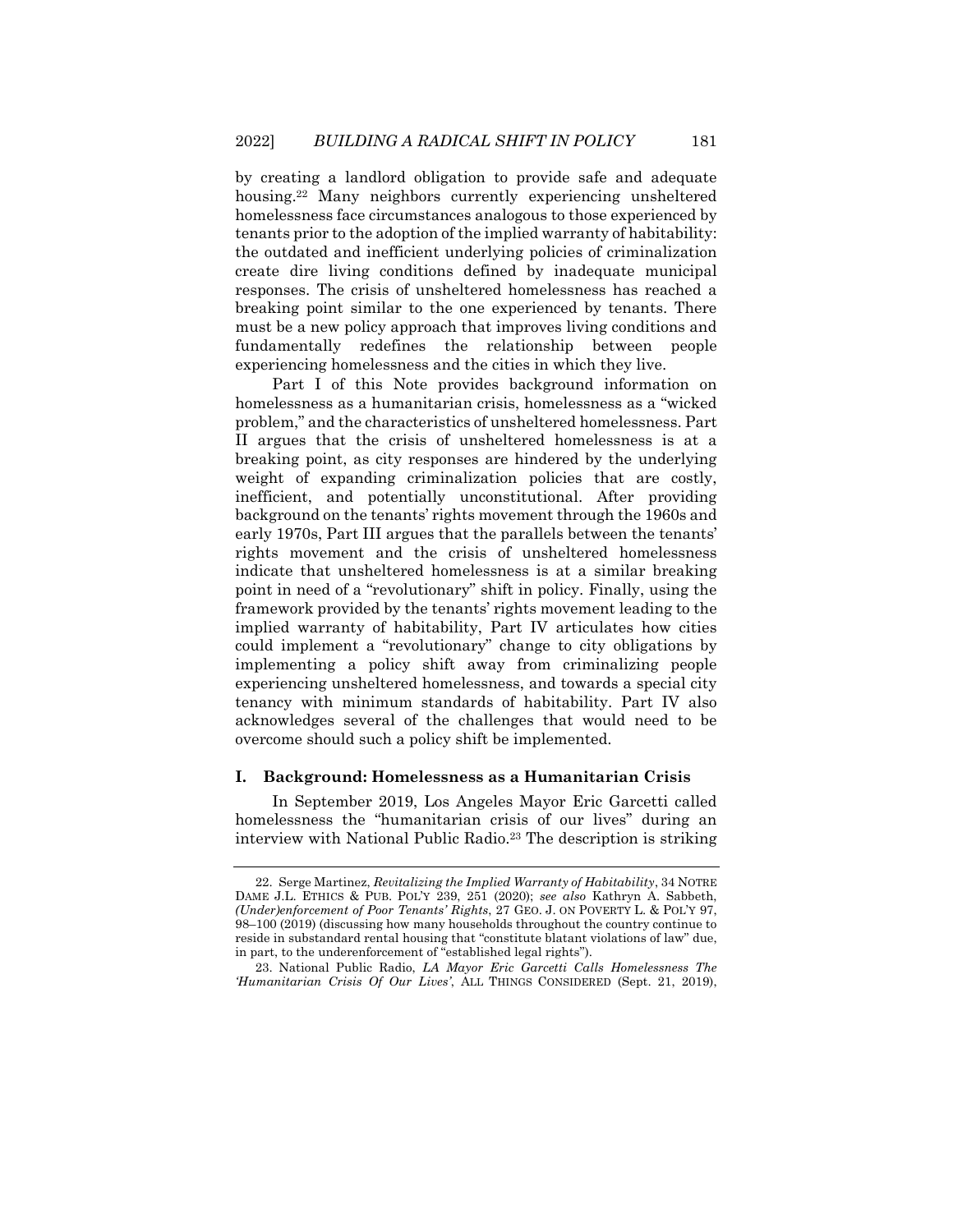by creating a landlord obligation to provide safe and adequate housing.[22] Many neighbors currently experiencing unsheltered homelessness face circumstances analogous to those experienced by tenants prior to the adoption of the implied warranty of habitability: the outdated and inefficient underlying policies of criminalization create dire living conditions defined by inadequate municipal responses. The crisis of unsheltered homelessness has reached a breaking point similar to the one experienced by tenants. There must be a new policy approach that improves living conditions and fundamentally redefines the relationship between people experiencing homelessness and the cities in which they live.

Part I of this Note provides background information on homelessness as a humanitarian crisis, homelessness as a "wicked problem," and the characteristics of unsheltered homelessness. Part II argues that the crisis of unsheltered homelessness is at a breaking point, as city responses are hindered by the underlying weight of expanding criminalization policies that are costly, inefficient, and potentially unconstitutional. After providing background on the tenants' rights movement through the 1960s and early 1970s, Part III argues that the parallels between the tenants' rights movement and the crisis of unsheltered homelessness indicate that unsheltered homelessness is at a similar breaking point in need of a "revolutionary" shift in policy. Finally, using the framework provided by the tenants' rights movement leading to the implied warranty of habitability, Part IV articulates how cities could implement a "revolutionary" change to city obligations by implementing a policy shift away from criminalizing people experiencing unsheltered homelessness, and towards a special city tenancy with minimum standards of habitability. Part IV also acknowledges several of the challenges that would need to be overcome should such a policy shift be implemented.

## I. Background: Homelessness as a Humanitarian Crisis

In September 2019, Los Angeles Mayor Eric Garcetti called homelessness the "humanitarian crisis of our lives" during an interview with National Public Radio.[23] The description is striking

---

22. Serge Martinez, *Revitalizing the Implied Warranty of Habitability*, 34 NOTRE DAME J.L. ETHICS & PUB. POL'Y 239, 251 (2020); *see also* Kathryn A. Sabbeth, *(Under)enforcement of Poor Tenants' Rights*, 27 GEO. J. ON POVERTY L. & POL'Y 97, 98–100 (2019) (discussing how many households throughout the country continue to reside in substandard rental housing that "constitute blatant violations of law" due, in part, to the underenforcement of "established legal rights").

23. National Public Radio, *LA Mayor Eric Garcetti Calls Homelessness The 'Humanitarian Crisis Of Our Lives'*, ALL THINGS CONSIDERED (Sept. 21, 2019),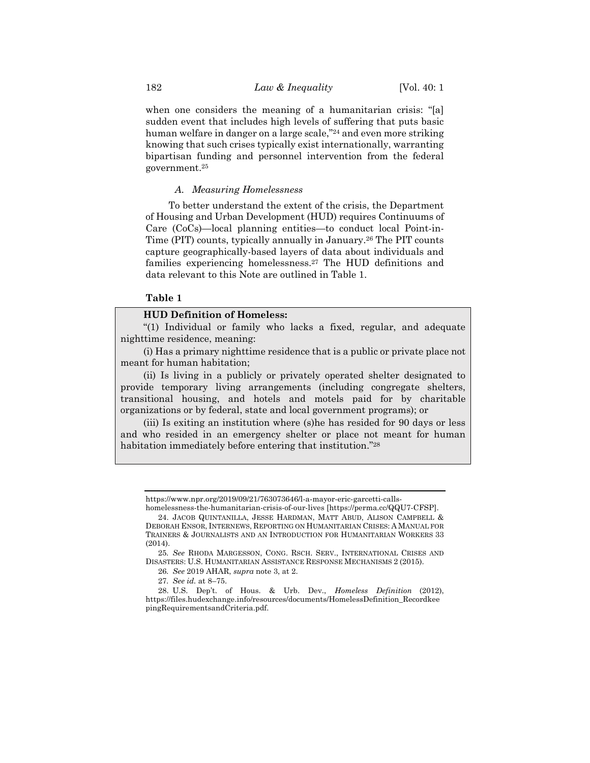when one considers the meaning of a humanitarian crisis: "[a] sudden event that includes high levels of suffering that puts basic human welfare in danger on a large scale,"[24] and even more striking knowing that such crises typically exist internationally, warranting bipartisan funding and personnel intervention from the federal government.[25]

### *A. Measuring Homelessness*

To better understand the extent of the crisis, the Department of Housing and Urban Development (HUD) requires Continuums of Care (CoCs)—local planning entities—to conduct local Point-in-Time (PIT) counts, typically annually in January.[26] The PIT counts capture geographically-based layers of data about individuals and families experiencing homelessness.[27] The HUD definitions and data relevant to this Note are outlined in Table 1.

**Table 1**

**HUD Definition of Homeless:**

"(1) Individual or family who lacks a fixed, regular, and adequate nighttime residence, meaning:

(i) Has a primary nighttime residence that is a public or private place not meant for human habitation;

(ii) Is living in a publicly or privately operated shelter designated to provide temporary living arrangements (including congregate shelters, transitional housing, and hotels and motels paid for by charitable organizations or by federal, state and local government programs); or

(iii) Is exiting an institution where (s)he has resided for 90 days or less and who resided in an emergency shelter or place not meant for human habitation immediately before entering that institution."[28]

---

https://www.npr.org/2019/09/21/763073646/l-a-mayor-eric-garcetti-calls-homelessness-the-humanitarian-crisis-of-our-lives [https://perma.cc/QQU7-CFSP].

24. JACOB QUINTANILLA, JESSE HARDMAN, MATT ABUD, ALISON CAMPBELL & DEBORAH ENSOR, INTERNEWS, REPORTING ON HUMANITARIAN CRISES: A MANUAL FOR TRAINERS & JOURNALISTS AND AN INTRODUCTION FOR HUMANITARIAN WORKERS 33 (2014).

25. *See* RHODA MARGESSON, CONG. RSCH. SERV., INTERNATIONAL CRISES AND DISASTERS: U.S. HUMANITARIAN ASSISTANCE RESPONSE MECHANISMS 2 (2015).

26. *See* 2019 AHAR, *supra* note 3, at 2.

27. *See id.* at 8–75.

28. U.S. Dep't. of Hous. & Urb. Dev., *Homeless Definition* (2012), https://files.hudexchange.info/resources/documents/HomelessDefinition_RecordkeepingRequirementsandCriteria.pdf.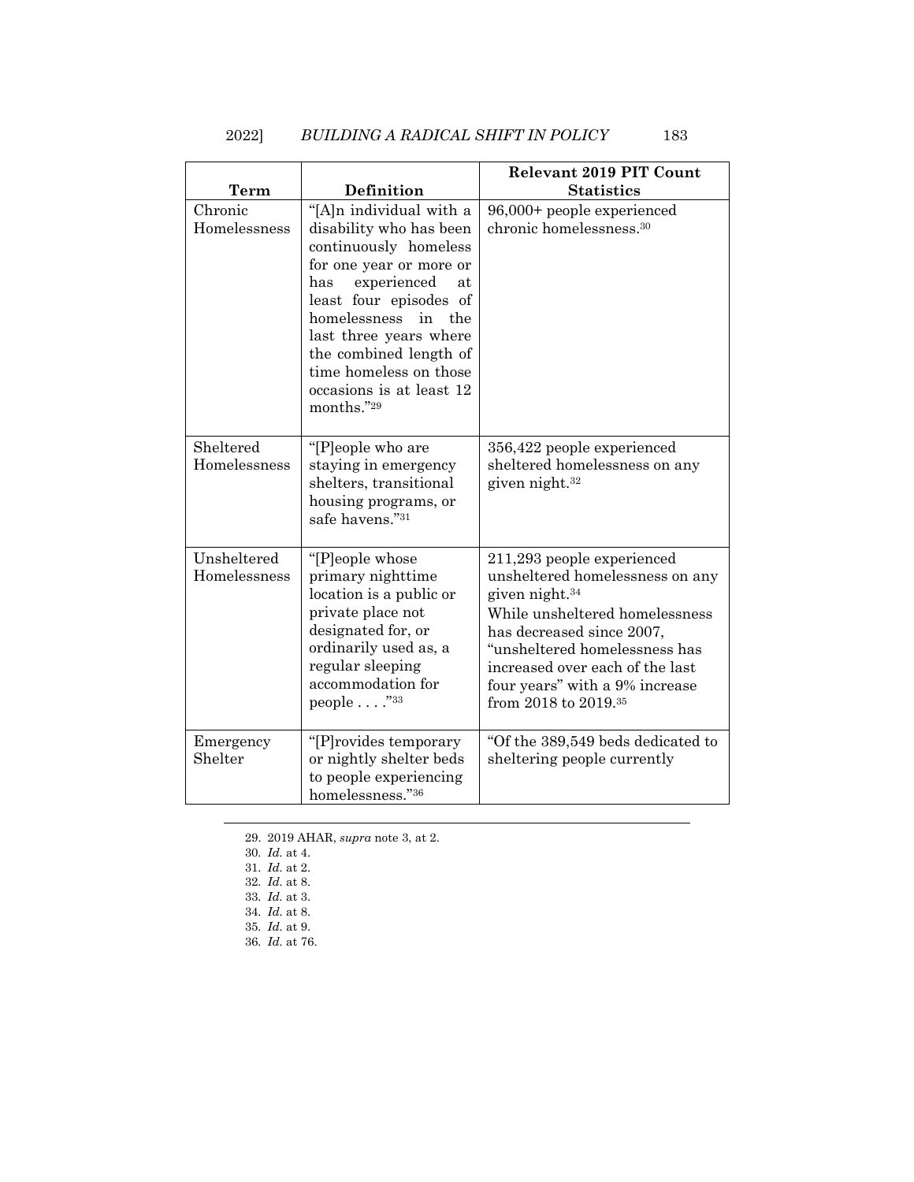| Term | Definition | Relevant 2019 PIT Count Statistics |
|---|---|---|
| Chronic Homelessness | "[A]n individual with a disability who has been continuously homeless for one year or more or has experienced at least four episodes of homelessness in the last three years where the combined length of time homeless on those occasions is at least 12 months."[29] | 96,000+ people experienced chronic homelessness.[30] |
| Sheltered Homelessness | "[P]eople who are staying in emergency shelters, transitional housing programs, or safe havens."[31] | 356,422 people experienced sheltered homelessness on any given night.[32] |
| Unsheltered Homelessness | "[P]eople whose primary nighttime location is a public or private place not designated for, or ordinarily used as, a regular sleeping accommodation for people . . . ."[33] | 211,293 people experienced unsheltered homelessness on any given night.[34] While unsheltered homelessness has decreased since 2007, "unsheltered homelessness has increased over each of the last four years" with a 9% increase from 2018 to 2019.[35] |
| Emergency Shelter | "[P]rovides temporary or nightly shelter beds to people experiencing homelessness."[36] | "Of the 389,549 beds dedicated to sheltering people currently |

29. 2019 AHAR, *supra* note 3, at 2.
30. *Id.* at 4.
31. *Id.* at 2.
32. *Id.* at 8.
33. *Id.* at 3.
34. *Id.* at 8.
35. *Id.* at 9.
36. *Id.* at 76.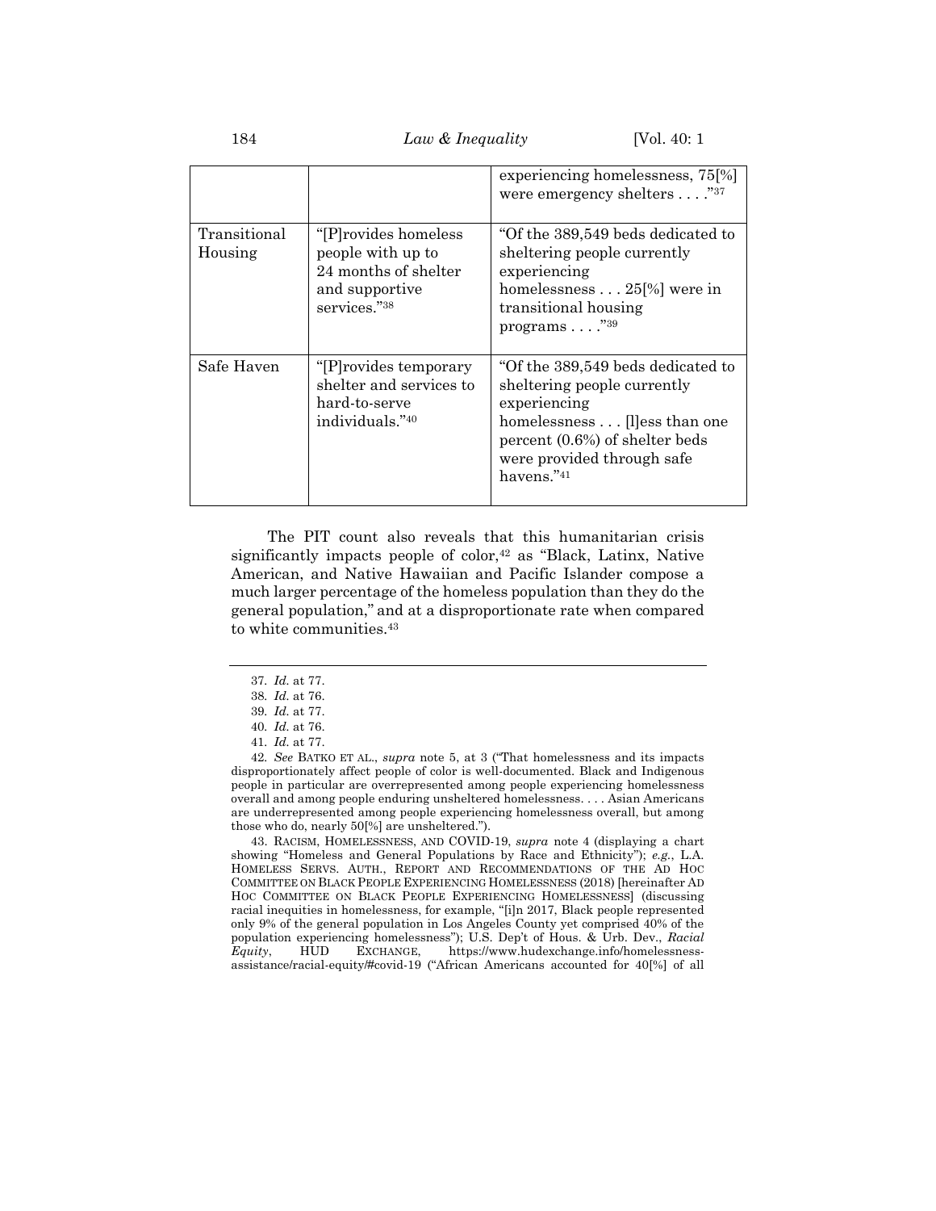| | | |
|---|---|---|
| | | experiencing homelessness, 75[%] were emergency shelters . . . ."[37] |
| Transitional Housing | "[P]rovides homeless people with up to 24 months of shelter and supportive services."[38] | "Of the 389,549 beds dedicated to sheltering people currently experiencing homelessness . . . 25[%] were in transitional housing programs . . . ."[39] |
| Safe Haven | "[P]rovides temporary shelter and services to hard-to-serve individuals."[40] | "Of the 389,549 beds dedicated to sheltering people currently experiencing homelessness . . . [l]ess than one percent (0.6%) of shelter beds were provided through safe havens."[41] |

The PIT count also reveals that this humanitarian crisis significantly impacts people of color,[42] as "Black, Latinx, Native American, and Native Hawaiian and Pacific Islander compose a much larger percentage of the homeless population than they do the general population," and at a disproportionate rate when compared to white communities.[43]

---

37. *Id.* at 77.

38. *Id.* at 76.

39. *Id.* at 77.

40. *Id.* at 76.

41. *Id.* at 77.

42. *See* BATKO ET AL., *supra* note 5, at 3 ("That homelessness and its impacts disproportionately affect people of color is well-documented. Black and Indigenous people in particular are overrepresented among people experiencing homelessness overall and among people enduring unsheltered homelessness. . . . Asian Americans are underrepresented among people experiencing homelessness overall, but among those who do, nearly 50[%] are unsheltered.").

43. RACISM, HOMELESSNESS, AND COVID-19, *supra* note 4 (displaying a chart showing "Homeless and General Populations by Race and Ethnicity"); *e.g.*, L.A. HOMELESS SERVS. AUTH., REPORT AND RECOMMENDATIONS OF THE AD HOC COMMITTEE ON BLACK PEOPLE EXPERIENCING HOMELESSNESS (2018) [hereinafter AD HOC COMMITTEE ON BLACK PEOPLE EXPERIENCING HOMELESSNESS] (discussing racial inequities in homelessness, for example, "[i]n 2017, Black people represented only 9% of the general population in Los Angeles County yet comprised 40% of the population experiencing homelessness"); U.S. Dep't of Hous. & Urb. Dev., *Racial Equity*, HUD EXCHANGE, https://www.hudexchange.info/homelessness-assistance/racial-equity/#covid-19 ("African Americans accounted for 40[%] of all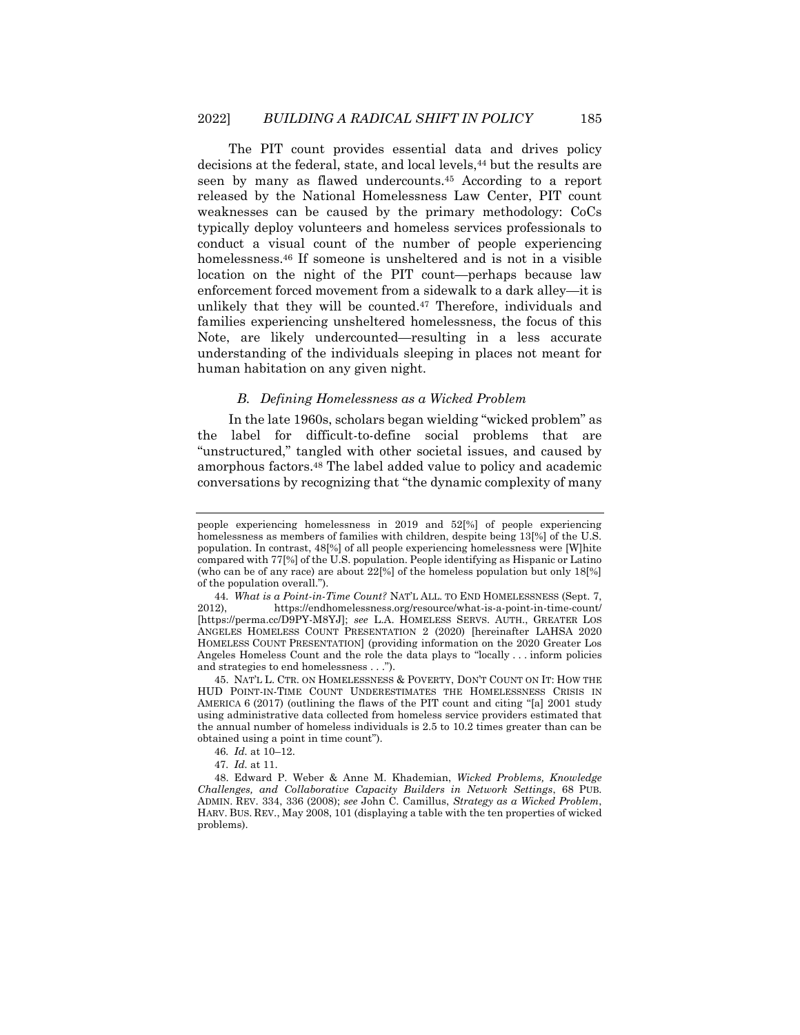The PIT count provides essential data and drives policy decisions at the federal, state, and local levels,[44] but the results are seen by many as flawed undercounts.[45] According to a report released by the National Homelessness Law Center, PIT count weaknesses can be caused by the primary methodology: CoCs typically deploy volunteers and homeless services professionals to conduct a visual count of the number of people experiencing homelessness.[46] If someone is unsheltered and is not in a visible location on the night of the PIT count—perhaps because law enforcement forced movement from a sidewalk to a dark alley—it is unlikely that they will be counted.[47] Therefore, individuals and families experiencing unsheltered homelessness, the focus of this Note, are likely undercounted—resulting in a less accurate understanding of the individuals sleeping in places not meant for human habitation on any given night.

### *B. Defining Homelessness as a Wicked Problem*

In the late 1960s, scholars began wielding "wicked problem" as the label for difficult-to-define social problems that are "unstructured," tangled with other societal issues, and caused by amorphous factors.[48] The label added value to policy and academic conversations by recognizing that "the dynamic complexity of many

---

people experiencing homelessness in 2019 and 52[%] of people experiencing homelessness as members of families with children, despite being 13[%] of the U.S. population. In contrast, 48[%] of all people experiencing homelessness were [W]hite compared with 77[%] of the U.S. population. People identifying as Hispanic or Latino (who can be of any race) are about 22[%] of the homeless population but only 18[%] of the population overall.").

44. *What is a Point-in-Time Count?* NAT'L ALL. TO END HOMELESSNESS (Sept. 7, 2012), https://endhomelessness.org/resource/what-is-a-point-in-time-count/ [https://perma.cc/D9PY-M8YJ]; *see* L.A. HOMELESS SERVS. AUTH., GREATER LOS ANGELES HOMELESS COUNT PRESENTATION 2 (2020) [hereinafter LAHSA 2020 HOMELESS COUNT PRESENTATION] (providing information on the 2020 Greater Los Angeles Homeless Count and the role the data plays to "locally . . . inform policies and strategies to end homelessness . . .").

45. NAT'L L. CTR. ON HOMELESSNESS & POVERTY, DON'T COUNT ON IT: HOW THE HUD POINT-IN-TIME COUNT UNDERESTIMATES THE HOMELESSNESS CRISIS IN AMERICA 6 (2017) (outlining the flaws of the PIT count and citing "[a] 2001 study using administrative data collected from homeless service providers estimated that the annual number of homeless individuals is 2.5 to 10.2 times greater than can be obtained using a point in time count").

46. *Id.* at 10–12.

47. *Id.* at 11.

48. Edward P. Weber & Anne M. Khademian, *Wicked Problems, Knowledge Challenges, and Collaborative Capacity Builders in Network Settings*, 68 PUB. ADMIN. REV. 334, 336 (2008); *see* John C. Camillus, *Strategy as a Wicked Problem*, HARV. BUS. REV., May 2008, 101 (displaying a table with the ten properties of wicked problems).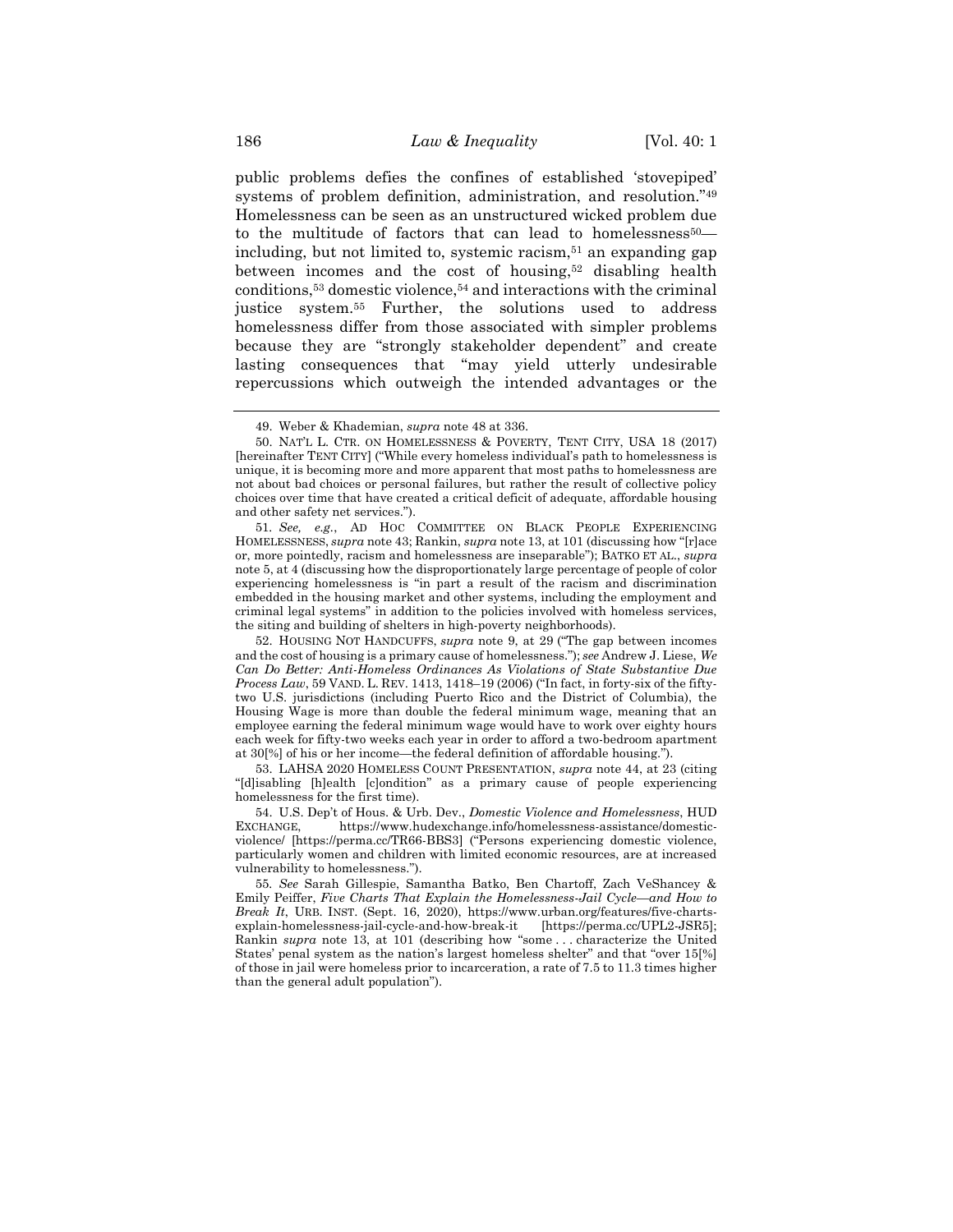public problems defies the confines of established 'stovepiped' systems of problem definition, administration, and resolution."[49] Homelessness can be seen as an unstructured wicked problem due to the multitude of factors that can lead to homelessness[50]—including, but not limited to, systemic racism,[51] an expanding gap between incomes and the cost of housing,[52] disabling health conditions,[53] domestic violence,[54] and interactions with the criminal justice system.[55] Further, the solutions used to address homelessness differ from those associated with simpler problems because they are "strongly stakeholder dependent" and create lasting consequences that "may yield utterly undesirable repercussions which outweigh the intended advantages or the

---

49. Weber & Khademian, *supra* note 48 at 336.

50. NAT'L L. CTR. ON HOMELESSNESS & POVERTY, TENT CITY, USA 18 (2017) [hereinafter TENT CITY] ("While every homeless individual's path to homelessness is unique, it is becoming more and more apparent that most paths to homelessness are not about bad choices or personal failures, but rather the result of collective policy choices over time that have created a critical deficit of adequate, affordable housing and other safety net services.").

51. *See, e.g.*, AD HOC COMMITTEE ON BLACK PEOPLE EXPERIENCING HOMELESSNESS, *supra* note 43; Rankin, *supra* note 13, at 101 (discussing how "[r]ace or, more pointedly, racism and homelessness are inseparable"); BATKO ET AL., *supra* note 5, at 4 (discussing how the disproportionately large percentage of people of color experiencing homelessness is "in part a result of the racism and discrimination embedded in the housing market and other systems, including the employment and criminal legal systems" in addition to the policies involved with homeless services, the siting and building of shelters in high-poverty neighborhoods).

52. HOUSING NOT HANDCUFFS, *supra* note 9, at 29 ("The gap between incomes and the cost of housing is a primary cause of homelessness."); *see* Andrew J. Liese, *We Can Do Better: Anti-Homeless Ordinances As Violations of State Substantive Due Process Law*, 59 VAND. L. REV. 1413, 1418–19 (2006) ("In fact, in forty-six of the fifty-two U.S. jurisdictions (including Puerto Rico and the District of Columbia), the Housing Wage is more than double the federal minimum wage, meaning that an employee earning the federal minimum wage would have to work over eighty hours each week for fifty-two weeks each year in order to afford a two-bedroom apartment at 30[%] of his or her income—the federal definition of affordable housing.").

53. LAHSA 2020 HOMELESS COUNT PRESENTATION, *supra* note 44, at 23 (citing "[d]isabling [h]ealth [c]ondition" as a primary cause of people experiencing homelessness for the first time).

54. U.S. Dep't of Hous. & Urb. Dev., *Domestic Violence and Homelessness*, HUD EXCHANGE, https://www.hudexchange.info/homelessness-assistance/domestic-violence/ [https://perma.cc/TR66-BBS3] ("Persons experiencing domestic violence, particularly women and children with limited economic resources, are at increased vulnerability to homelessness.").

55. *See* Sarah Gillespie, Samantha Batko, Ben Chartoff, Zach VeShancey & Emily Peiffer, *Five Charts That Explain the Homelessness-Jail Cycle—and How to Break It*, URB. INST. (Sept. 16, 2020), https://www.urban.org/features/five-charts-explain-homelessness-jail-cycle-and-how-break-it [https://perma.cc/UPL2-JSR5]; Rankin *supra* note 13, at 101 (describing how "some . . . characterize the United States' penal system as the nation's largest homeless shelter" and that "over 15[%] of those in jail were homeless prior to incarceration, a rate of 7.5 to 11.3 times higher than the general adult population").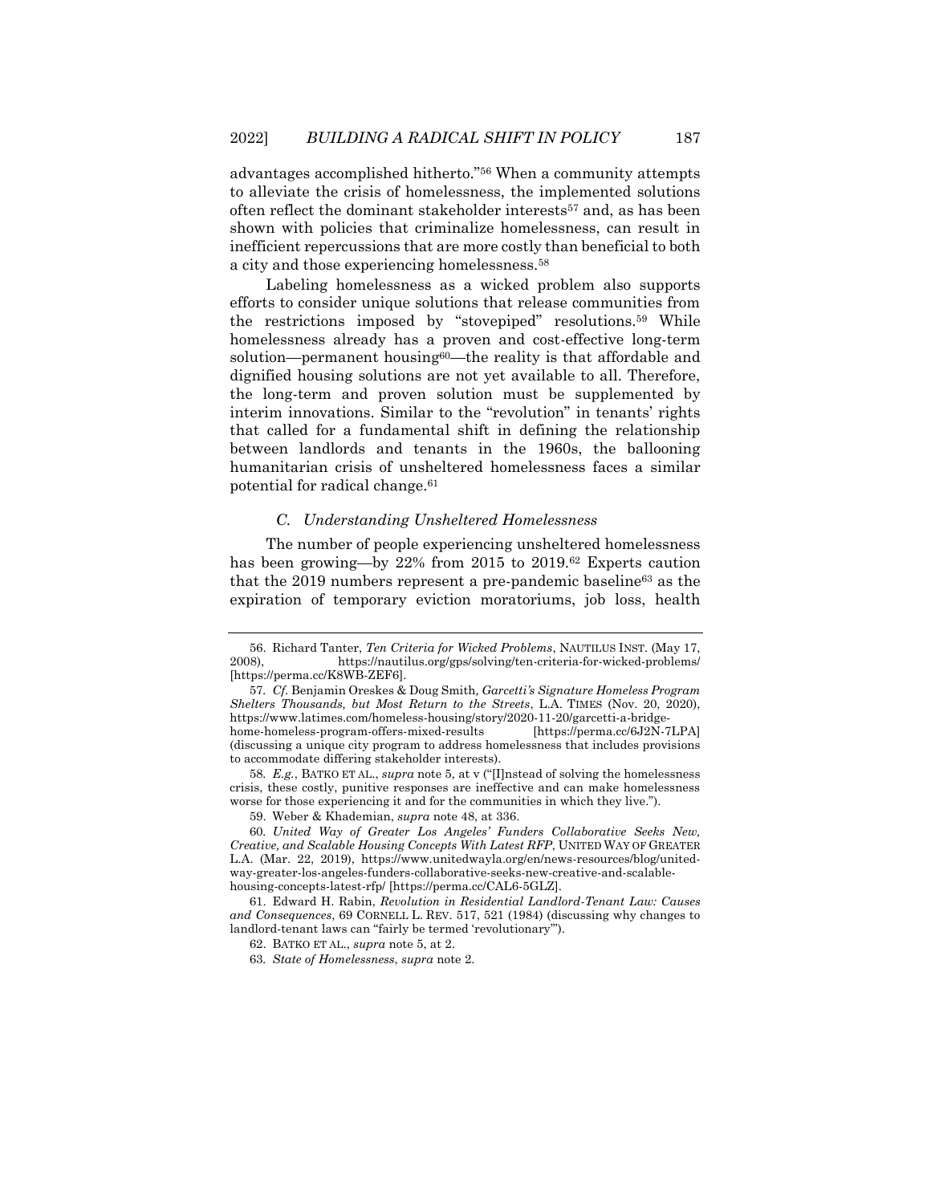advantages accomplished hitherto."[56] When a community attempts to alleviate the crisis of homelessness, the implemented solutions often reflect the dominant stakeholder interests[57] and, as has been shown with policies that criminalize homelessness, can result in inefficient repercussions that are more costly than beneficial to both a city and those experiencing homelessness.[58]

Labeling homelessness as a wicked problem also supports efforts to consider unique solutions that release communities from the restrictions imposed by "stovepiped" resolutions.[59] While homelessness already has a proven and cost-effective long-term solution—permanent housing[60]—the reality is that affordable and dignified housing solutions are not yet available to all. Therefore, the long-term and proven solution must be supplemented by interim innovations. Similar to the "revolution" in tenants' rights that called for a fundamental shift in defining the relationship between landlords and tenants in the 1960s, the ballooning humanitarian crisis of unsheltered homelessness faces a similar potential for radical change.[61]

### *C. Understanding Unsheltered Homelessness*

The number of people experiencing unsheltered homelessness has been growing—by 22% from 2015 to 2019.[62] Experts caution that the 2019 numbers represent a pre-pandemic baseline[63] as the expiration of temporary eviction moratoriums, job loss, health

---

56. Richard Tanter, *Ten Criteria for Wicked Problems*, NAUTILUS INST. (May 17, 2008), https://nautilus.org/gps/solving/ten-criteria-for-wicked-problems/ [https://perma.cc/K8WB-ZEF6].

57. *Cf.* Benjamin Oreskes & Doug Smith, *Garcetti's Signature Homeless Program Shelters Thousands, but Most Return to the Streets*, L.A. TIMES (Nov. 20, 2020), https://www.latimes.com/homeless-housing/story/2020-11-20/garcetti-a-bridge-home-homeless-program-offers-mixed-results [https://perma.cc/6J2N-7LPA] (discussing a unique city program to address homelessness that includes provisions to accommodate differing stakeholder interests).

58. *E.g.*, BATKO ET AL., *supra* note 5, at v ("[I]nstead of solving the homelessness crisis, these costly, punitive responses are ineffective and can make homelessness worse for those experiencing it and for the communities in which they live.").

59. Weber & Khademian, *supra* note 48, at 336.

60. *United Way of Greater Los Angeles' Funders Collaborative Seeks New, Creative, and Scalable Housing Concepts With Latest RFP*, UNITED WAY OF GREATER L.A. (Mar. 22, 2019), https://www.unitedwayla.org/en/news-resources/blog/united-way-greater-los-angeles-funders-collaborative-seeks-new-creative-and-scalable-housing-concepts-latest-rfp/ [https://perma.cc/CAL6-5GLZ].

61. Edward H. Rabin, *Revolution in Residential Landlord-Tenant Law: Causes and Consequences*, 69 CORNELL L. REV. 517, 521 (1984) (discussing why changes to landlord-tenant laws can "fairly be termed 'revolutionary'").

62. BATKO ET AL., *supra* note 5, at 2.

63. *State of Homelessness*, *supra* note 2.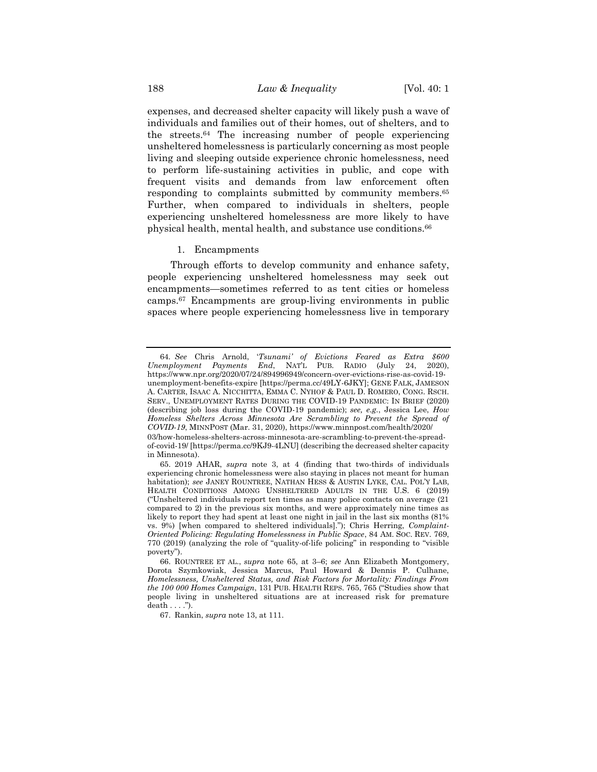expenses, and decreased shelter capacity will likely push a wave of individuals and families out of their homes, out of shelters, and to the streets.[64] The increasing number of people experiencing unsheltered homelessness is particularly concerning as most people living and sleeping outside experience chronic homelessness, need to perform life-sustaining activities in public, and cope with frequent visits and demands from law enforcement often responding to complaints submitted by community members.[65] Further, when compared to individuals in shelters, people experiencing unsheltered homelessness are more likely to have physical health, mental health, and substance use conditions.[66]

1. Encampments

Through efforts to develop community and enhance safety, people experiencing unsheltered homelessness may seek out encampments—sometimes referred to as tent cities or homeless camps.[67] Encampments are group-living environments in public spaces where people experiencing homelessness live in temporary

---

64. *See* Chris Arnold, *'Tsunami' of Evictions Feared as Extra $600 Unemployment Payments End*, NAT'L PUB. RADIO (July 24, 2020), https://www.npr.org/2020/07/24/894996949/concern-over-evictions-rise-as-covid-19-unemployment-benefits-expire [https://perma.cc/49LY-6JKY]; GENE FALK, JAMESON A. CARTER, ISAAC A. NICCHITTA, EMMA C. NYHOF & PAUL D. ROMERO, CONG. RSCH. SERV., UNEMPLOYMENT RATES DURING THE COVID-19 PANDEMIC: IN BRIEF (2020) (describing job loss during the COVID-19 pandemic); *see, e.g.*, Jessica Lee, *How Homeless Shelters Across Minnesota Are Scrambling to Prevent the Spread of COVID-19*, MINNPOST (Mar. 31, 2020), https://www.minnpost.com/health/2020/03/how-homeless-shelters-across-minnesota-are-scrambling-to-prevent-the-spread-of-covid-19/ [https://perma.cc/9KJ9-4LNU] (describing the decreased shelter capacity in Minnesota).

65. 2019 AHAR, *supra* note 3, at 4 (finding that two-thirds of individuals experiencing chronic homelessness were also staying in places not meant for human habitation); *see* JANEY ROUNTREE, NATHAN HESS & AUSTIN LYKE, CAL. POL'Y LAB, HEALTH CONDITIONS AMONG UNSHELTERED ADULTS IN THE U.S. 6 (2019) ("Unsheltered individuals report ten times as many police contacts on average (21 compared to 2) in the previous six months, and were approximately nine times as likely to report they had spent at least one night in jail in the last six months (81% vs. 9%) [when compared to sheltered individuals]."); Chris Herring, *Complaint-Oriented Policing: Regulating Homelessness in Public Space*, 84 AM. SOC. REV. 769, 770 (2019) (analyzing the role of "quality-of-life policing" in responding to "visible poverty").

66. ROUNTREE ET AL., *supra* note 65, at 3–6; *see* Ann Elizabeth Montgomery, Dorota Szymkowiak, Jessica Marcus, Paul Howard & Dennis P. Culhane, *Homelessness, Unsheltered Status, and Risk Factors for Mortality: Findings From the 100 000 Homes Campaign*, 131 PUB. HEALTH REPS. 765, 765 ("Studies show that people living in unsheltered situations are at increased risk for premature death . . . .").

67. Rankin, *supra* note 13, at 111.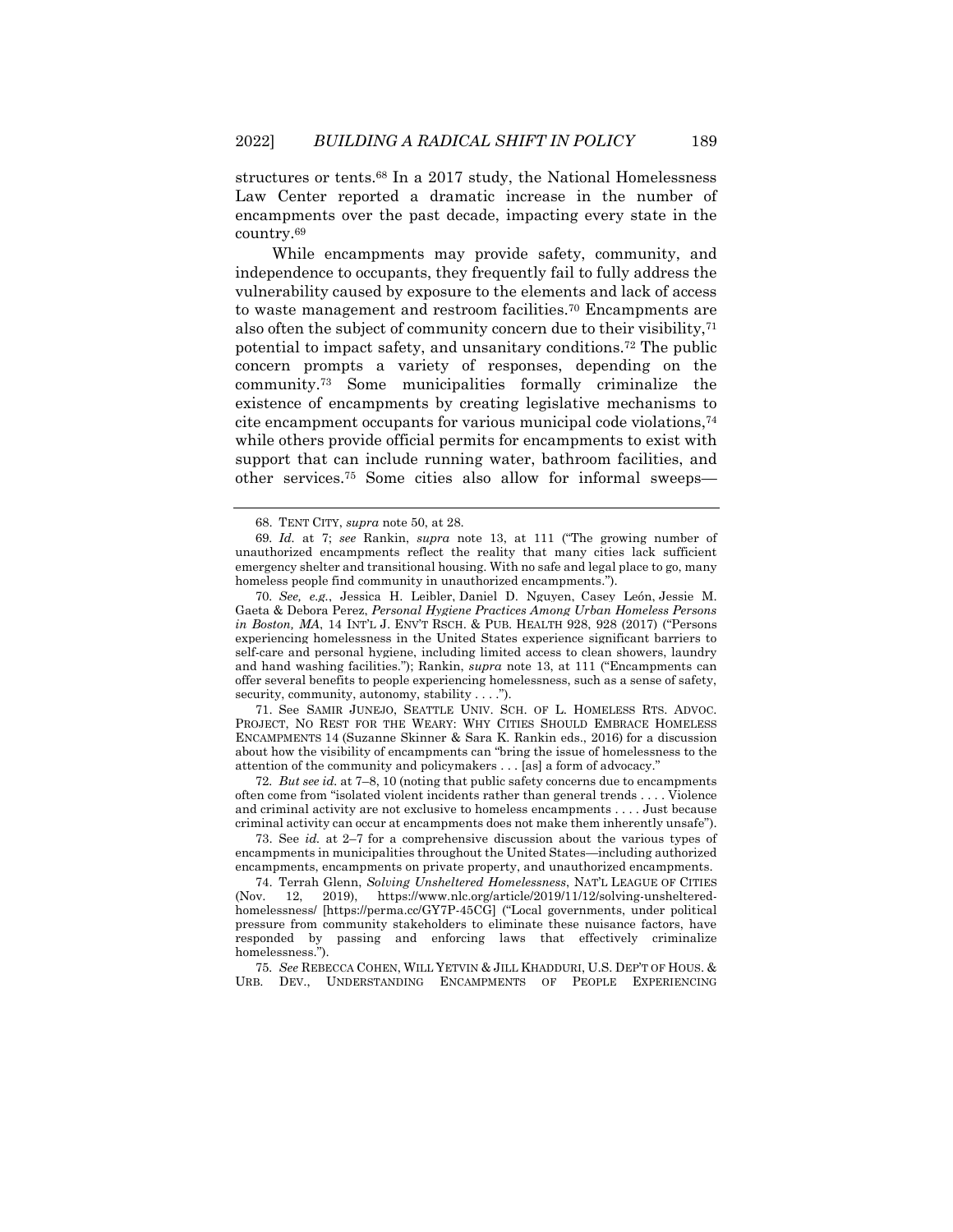structures or tents.[68] In a 2017 study, the National Homelessness Law Center reported a dramatic increase in the number of encampments over the past decade, impacting every state in the country.[69]

While encampments may provide safety, community, and independence to occupants, they frequently fail to fully address the vulnerability caused by exposure to the elements and lack of access to waste management and restroom facilities.[70] Encampments are also often the subject of community concern due to their visibility,[71] potential to impact safety, and unsanitary conditions.[72] The public concern prompts a variety of responses, depending on the community.[73] Some municipalities formally criminalize the existence of encampments by creating legislative mechanisms to cite encampment occupants for various municipal code violations,[74] while others provide official permits for encampments to exist with support that can include running water, bathroom facilities, and other services.[75] Some cities also allow for informal sweeps—

---

68. TENT CITY, *supra* note 50, at 28.

69. *Id.* at 7; *see* Rankin, *supra* note 13, at 111 ("The growing number of unauthorized encampments reflect the reality that many cities lack sufficient emergency shelter and transitional housing. With no safe and legal place to go, many homeless people find community in unauthorized encampments.").

70. *See, e.g.*, Jessica H. Leibler, Daniel D. Nguyen, Casey León, Jessie M. Gaeta & Debora Perez, *Personal Hygiene Practices Among Urban Homeless Persons in Boston, MA*, 14 INT'L J. ENV'T RSCH. & PUB. HEALTH 928, 928 (2017) ("Persons experiencing homelessness in the United States experience significant barriers to self-care and personal hygiene, including limited access to clean showers, laundry and hand washing facilities."); Rankin, *supra* note 13, at 111 ("Encampments can offer several benefits to people experiencing homelessness, such as a sense of safety, security, community, autonomy, stability . . . .").

71. See SAMIR JUNEJO, SEATTLE UNIV. SCH. OF L. HOMELESS RTS. ADVOC. PROJECT, NO REST FOR THE WEARY: WHY CITIES SHOULD EMBRACE HOMELESS ENCAMPMENTS 14 (Suzanne Skinner & Sara K. Rankin eds., 2016) for a discussion about how the visibility of encampments can "bring the issue of homelessness to the attention of the community and policymakers . . . [as] a form of advocacy."

72. *But see id.* at 7–8, 10 (noting that public safety concerns due to encampments often come from "isolated violent incidents rather than general trends . . . . Violence and criminal activity are not exclusive to homeless encampments . . . . Just because criminal activity can occur at encampments does not make them inherently unsafe").

73. See *id.* at 2–7 for a comprehensive discussion about the various types of encampments in municipalities throughout the United States—including authorized encampments, encampments on private property, and unauthorized encampments.

74. Terrah Glenn, *Solving Unsheltered Homelessness*, NAT'L LEAGUE OF CITIES (Nov. 12, 2019), https://www.nlc.org/article/2019/11/12/solving-unsheltered-homelessness/ [https://perma.cc/GY7P-45CG] ("Local governments, under political pressure from community stakeholders to eliminate these nuisance factors, have responded by passing and enforcing laws that effectively criminalize homelessness.").

75. *See* REBECCA COHEN, WILL YETVIN & JILL KHADDURI, U.S. DEP'T OF HOUS. & URB. DEV., UNDERSTANDING ENCAMPMENTS OF PEOPLE EXPERIENCING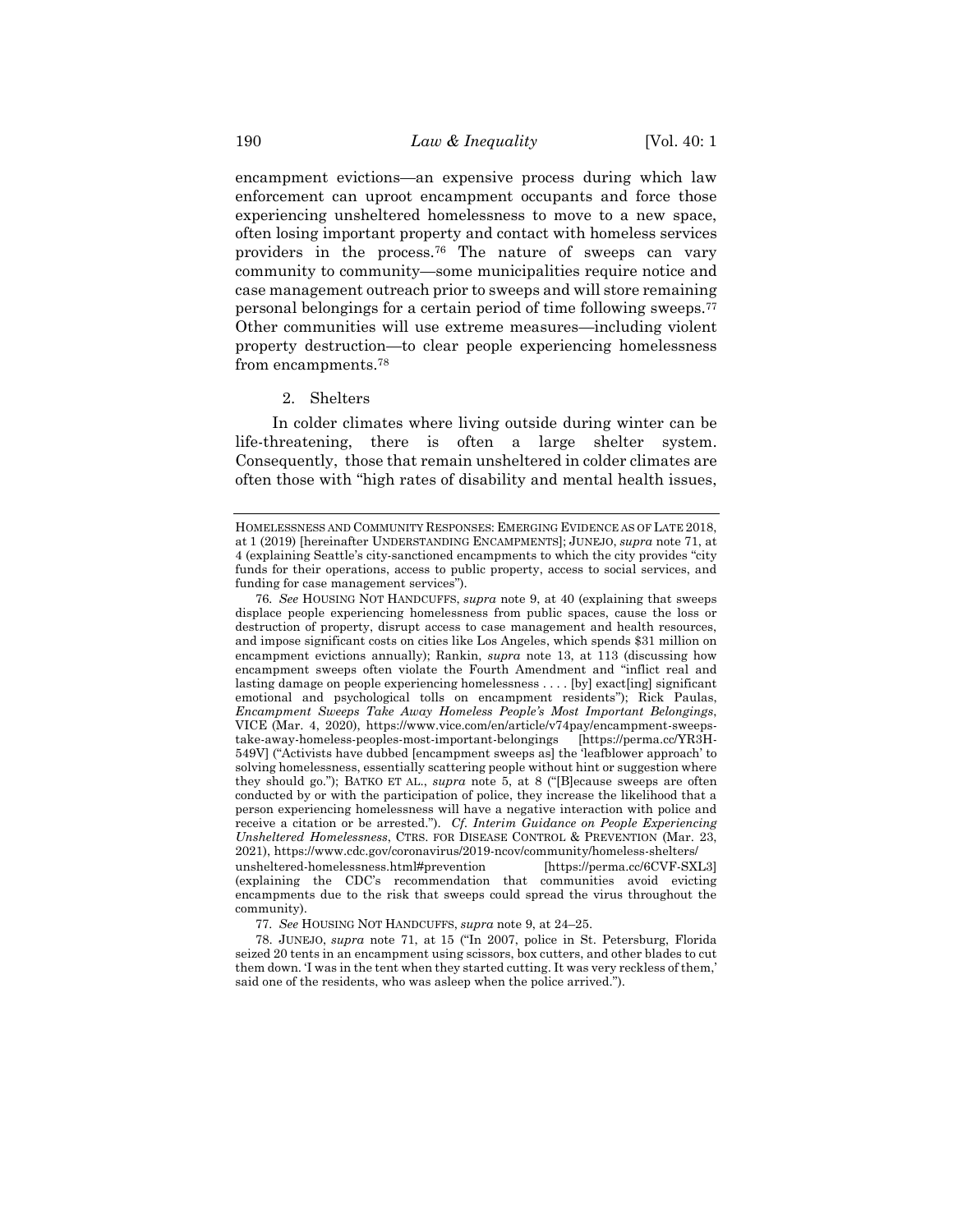encampment evictions—an expensive process during which law enforcement can uproot encampment occupants and force those experiencing unsheltered homelessness to move to a new space, often losing important property and contact with homeless services providers in the process.[76] The nature of sweeps can vary community to community—some municipalities require notice and case management outreach prior to sweeps and will store remaining personal belongings for a certain period of time following sweeps.[77] Other communities will use extreme measures—including violent property destruction—to clear people experiencing homelessness from encampments.[78]

#### 2. Shelters

In colder climates where living outside during winter can be life-threatening, there is often a large shelter system. Consequently, those that remain unsheltered in colder climates are often those with "high rates of disability and mental health issues,

---

HOMELESSNESS AND COMMUNITY RESPONSES: EMERGING EVIDENCE AS OF LATE 2018, at 1 (2019) [hereinafter UNDERSTANDING ENCAMPMENTS]; JUNEJO, *supra* note 71, at 4 (explaining Seattle's city-sanctioned encampments to which the city provides "city funds for their operations, access to public property, access to social services, and funding for case management services").

76. *See* HOUSING NOT HANDCUFFS, *supra* note 9, at 40 (explaining that sweeps displace people experiencing homelessness from public spaces, cause the loss or destruction of property, disrupt access to case management and health resources, and impose significant costs on cities like Los Angeles, which spends $31 million on encampment evictions annually); Rankin, *supra* note 13, at 113 (discussing how encampment sweeps often violate the Fourth Amendment and "inflict real and lasting damage on people experiencing homelessness . . . . [by] exact[ing] significant emotional and psychological tolls on encampment residents"); Rick Paulas, *Encampment Sweeps Take Away Homeless People's Most Important Belongings*, VICE (Mar. 4, 2020), https://www.vice.com/en/article/v74pay/encampment-sweeps-take-away-homeless-peoples-most-important-belongings [https://perma.cc/YR3H-549V] ("Activists have dubbed [encampment sweeps as] the 'leafblower approach' to solving homelessness, essentially scattering people without hint or suggestion where they should go."); BATKO ET AL., *supra* note 5, at 8 ("[B]ecause sweeps are often conducted by or with the participation of police, they increase the likelihood that a person experiencing homelessness will have a negative interaction with police and receive a citation or be arrested."). *Cf. Interim Guidance on People Experiencing Unsheltered Homelessness*, CTRS. FOR DISEASE CONTROL & PREVENTION (Mar. 23, 2021), https://www.cdc.gov/coronavirus/2019-ncov/community/homeless-shelters/unsheltered-homelessness.html#prevention [https://perma.cc/6CVF-SXL3] (explaining the CDC's recommendation that communities avoid evicting encampments due to the risk that sweeps could spread the virus throughout the community).

77. *See* HOUSING NOT HANDCUFFS, *supra* note 9, at 24–25.

78. JUNEJO, *supra* note 71, at 15 ("In 2007, police in St. Petersburg, Florida seized 20 tents in an encampment using scissors, box cutters, and other blades to cut them down. 'I was in the tent when they started cutting. It was very reckless of them,' said one of the residents, who was asleep when the police arrived.").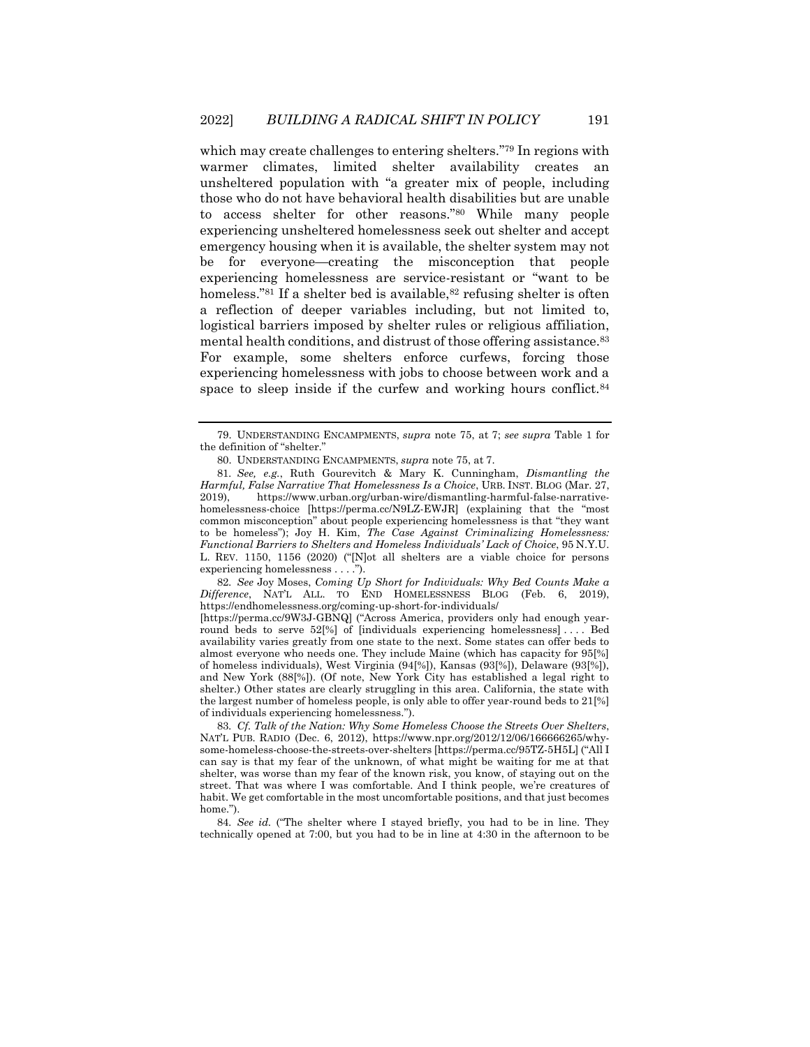which may create challenges to entering shelters."[79] In regions with warmer climates, limited shelter availability creates an unsheltered population with "a greater mix of people, including those who do not have behavioral health disabilities but are unable to access shelter for other reasons."[80] While many people experiencing unsheltered homelessness seek out shelter and accept emergency housing when it is available, the shelter system may not be for everyone—creating the misconception that people experiencing homelessness are service-resistant or "want to be homeless."[81] If a shelter bed is available,[82] refusing shelter is often a reflection of deeper variables including, but not limited to, logistical barriers imposed by shelter rules or religious affiliation, mental health conditions, and distrust of those offering assistance.[83] For example, some shelters enforce curfews, forcing those experiencing homelessness with jobs to choose between work and a space to sleep inside if the curfew and working hours conflict.[84]

---

79. UNDERSTANDING ENCAMPMENTS, *supra* note 75, at 7; *see supra* Table 1 for the definition of "shelter."

80. UNDERSTANDING ENCAMPMENTS, *supra* note 75, at 7.

81. *See, e.g.*, Ruth Gourevitch & Mary K. Cunningham, *Dismantling the Harmful, False Narrative That Homelessness Is a Choice*, URB. INST. BLOG (Mar. 27, 2019), https://www.urban.org/urban-wire/dismantling-harmful-false-narrative-homelessness-choice [https://perma.cc/N9LZ-EWJR] (explaining that the "most common misconception" about people experiencing homelessness is that "they want to be homeless"); Joy H. Kim, *The Case Against Criminalizing Homelessness: Functional Barriers to Shelters and Homeless Individuals' Lack of Choice*, 95 N.Y.U. L. REV. 1150, 1156 (2020) ("[N]ot all shelters are a viable choice for persons experiencing homelessness . . . .").

82. *See* Joy Moses, *Coming Up Short for Individuals: Why Bed Counts Make a Difference*, NAT'L ALL. TO END HOMELESSNESS BLOG (Feb. 6, 2019), https://endhomelessness.org/coming-up-short-for-individuals/ [https://perma.cc/9W3J-GBNQ] ("Across America, providers only had enough year-round beds to serve 52[%] of [individuals experiencing homelessness] . . . . Bed availability varies greatly from one state to the next. Some states can offer beds to almost everyone who needs one. They include Maine (which has capacity for 95[%] of homeless individuals), West Virginia (94[%]), Kansas (93[%]), Delaware (93[%]), and New York (88[%]). (Of note, New York City has established a legal right to shelter.) Other states are clearly struggling in this area. California, the state with the largest number of homeless people, is only able to offer year-round beds to 21[%] of individuals experiencing homelessness.").

83. *Cf. Talk of the Nation: Why Some Homeless Choose the Streets Over Shelters*, NAT'L PUB. RADIO (Dec. 6, 2012), https://www.npr.org/2012/12/06/166666265/why-some-homeless-choose-the-streets-over-shelters [https://perma.cc/95TZ-5H5L] ("All I can say is that my fear of the unknown, of what might be waiting for me at that shelter, was worse than my fear of the known risk, you know, of staying out on the street. That was where I was comfortable. And I think people, we're creatures of habit. We get comfortable in the most uncomfortable positions, and that just becomes home.").

84. *See id.* ("The shelter where I stayed briefly, you had to be in line. They technically opened at 7:00, but you had to be in line at 4:30 in the afternoon to be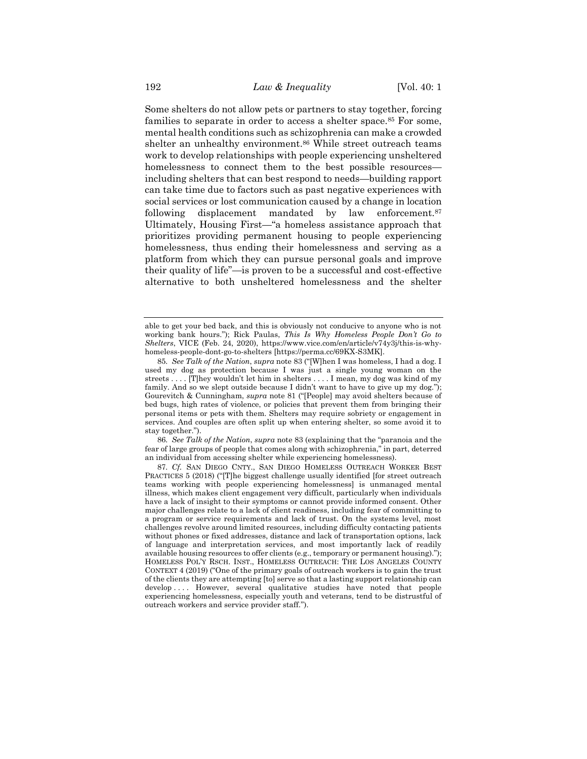Some shelters do not allow pets or partners to stay together, forcing families to separate in order to access a shelter space.[85] For some, mental health conditions such as schizophrenia can make a crowded shelter an unhealthy environment.[86] While street outreach teams work to develop relationships with people experiencing unsheltered homelessness to connect them to the best possible resources—including shelters that can best respond to needs—building rapport can take time due to factors such as past negative experiences with social services or lost communication caused by a change in location following displacement mandated by law enforcement.[87] Ultimately, Housing First—"a homeless assistance approach that prioritizes providing permanent housing to people experiencing homelessness, thus ending their homelessness and serving as a platform from which they can pursue personal goals and improve their quality of life"—is proven to be a successful and cost-effective alternative to both unsheltered homelessness and the shelter

---

able to get your bed back, and this is obviously not conducive to anyone who is not working bank hours."); Rick Paulas, *This Is Why Homeless People Don't Go to Shelters*, VICE (Feb. 24, 2020), https://www.vice.com/en/article/v74y3j/this-is-why-homeless-people-dont-go-to-shelters [https://perma.cc/69KX-S3MK].

85. *See Talk of the Nation*, *supra* note 83 ("[W]hen I was homeless, I had a dog. I used my dog as protection because I was just a single young woman on the streets . . . . [T]hey wouldn't let him in shelters . . . . I mean, my dog was kind of my family. And so we slept outside because I didn't want to have to give up my dog."); Gourevitch & Cunningham, *supra* note 81 ("[People] may avoid shelters because of bed bugs, high rates of violence, or policies that prevent them from bringing their personal items or pets with them. Shelters may require sobriety or engagement in services. And couples are often split up when entering shelter, so some avoid it to stay together.").

86. *See Talk of the Nation*, *supra* note 83 (explaining that the "paranoia and the fear of large groups of people that comes along with schizophrenia," in part, deterred an individual from accessing shelter while experiencing homelessness).

87. *Cf.* SAN DIEGO CNTY., SAN DIEGO HOMELESS OUTREACH WORKER BEST PRACTICES 5 (2018) ("[T]he biggest challenge usually identified [for street outreach teams working with people experiencing homelessness] is unmanaged mental illness, which makes client engagement very difficult, particularly when individuals have a lack of insight to their symptoms or cannot provide informed consent. Other major challenges relate to a lack of client readiness, including fear of committing to a program or service requirements and lack of trust. On the systems level, most challenges revolve around limited resources, including difficulty contacting patients without phones or fixed addresses, distance and lack of transportation options, lack of language and interpretation services, and most importantly lack of readily available housing resources to offer clients (e.g., temporary or permanent housing)."); HOMELESS POL'Y RSCH. INST., HOMELESS OUTREACH: THE LOS ANGELES COUNTY CONTEXT 4 (2019) ("One of the primary goals of outreach workers is to gain the trust of the clients they are attempting [to] serve so that a lasting support relationship can develop . . . . However, several qualitative studies have noted that people experiencing homelessness, especially youth and veterans, tend to be distrustful of outreach workers and service provider staff.").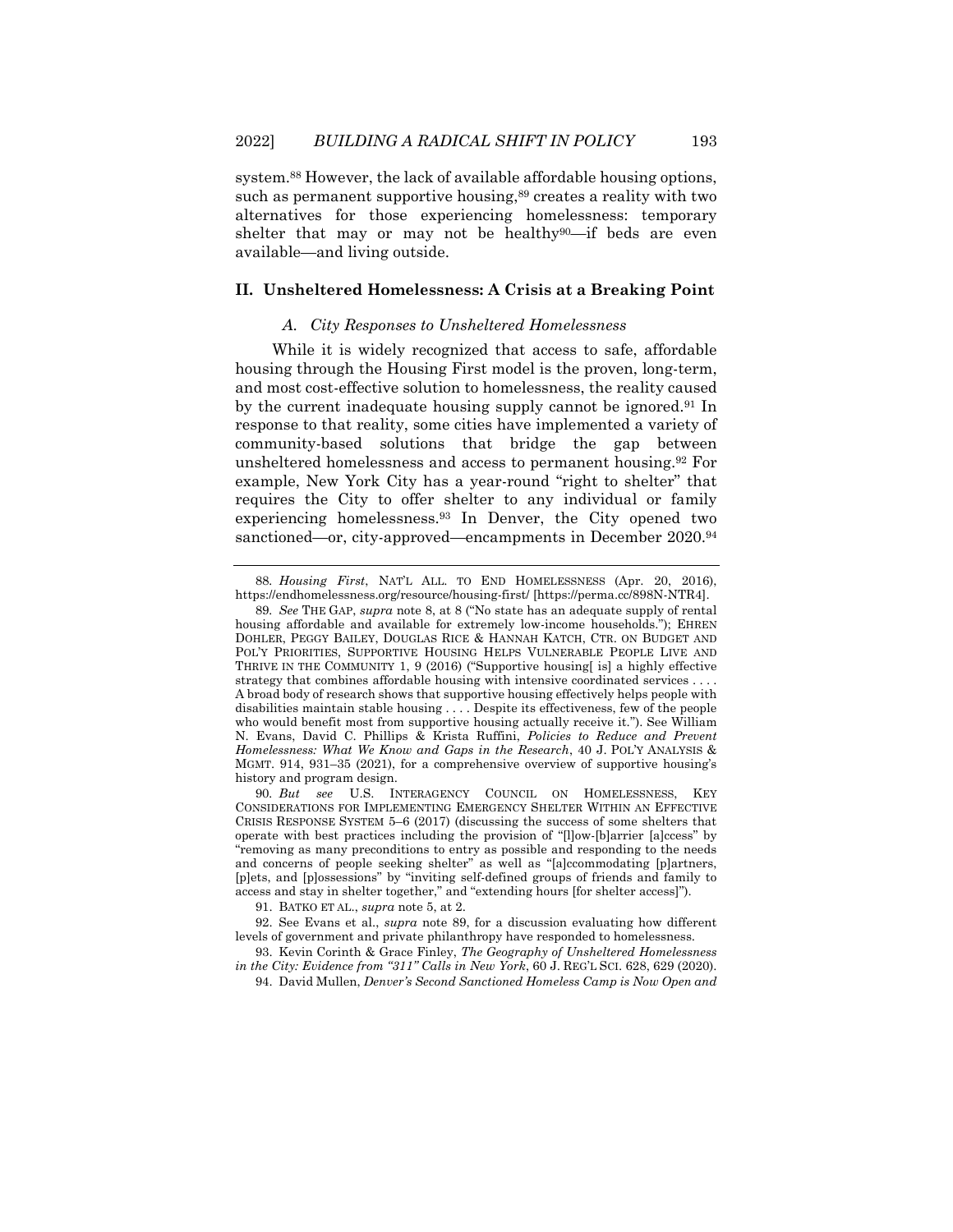system.[88] However, the lack of available affordable housing options, such as permanent supportive housing,[89] creates a reality with two alternatives for those experiencing homelessness: temporary shelter that may or may not be healthy[90]—if beds are even available—and living outside.

## II. Unsheltered Homelessness: A Crisis at a Breaking Point

### *A. City Responses to Unsheltered Homelessness*

While it is widely recognized that access to safe, affordable housing through the Housing First model is the proven, long-term, and most cost-effective solution to homelessness, the reality caused by the current inadequate housing supply cannot be ignored.[91] In response to that reality, some cities have implemented a variety of community-based solutions that bridge the gap between unsheltered homelessness and access to permanent housing.[92] For example, New York City has a year-round "right to shelter" that requires the City to offer shelter to any individual or family experiencing homelessness.[93] In Denver, the City opened two sanctioned—or, city-approved—encampments in December 2020.[94]

---

88. *Housing First*, NAT'L ALL. TO END HOMELESSNESS (Apr. 20, 2016), https://endhomelessness.org/resource/housing-first/ [https://perma.cc/898N-NTR4].

89. *See* THE GAP, *supra* note 8, at 8 ("No state has an adequate supply of rental housing affordable and available for extremely low-income households."); EHREN DOHLER, PEGGY BAILEY, DOUGLAS RICE & HANNAH KATCH, CTR. ON BUDGET AND POL'Y PRIORITIES, SUPPORTIVE HOUSING HELPS VULNERABLE PEOPLE LIVE AND THRIVE IN THE COMMUNITY 1, 9 (2016) ("Supportive housing[ is] a highly effective strategy that combines affordable housing with intensive coordinated services . . . . A broad body of research shows that supportive housing effectively helps people with disabilities maintain stable housing . . . . Despite its effectiveness, few of the people who would benefit most from supportive housing actually receive it."). See William N. Evans, David C. Phillips & Krista Ruffini, *Policies to Reduce and Prevent Homelessness: What We Know and Gaps in the Research*, 40 J. POL'Y ANALYSIS & MGMT. 914, 931–35 (2021), for a comprehensive overview of supportive housing's history and program design.

90. *But see* U.S. INTERAGENCY COUNCIL ON HOMELESSNESS, KEY CONSIDERATIONS FOR IMPLEMENTING EMERGENCY SHELTER WITHIN AN EFFECTIVE CRISIS RESPONSE SYSTEM 5–6 (2017) (discussing the success of some shelters that operate with best practices including the provision of "[l]ow-[b]arrier [a]ccess" by "removing as many preconditions to entry as possible and responding to the needs and concerns of people seeking shelter" as well as "[a]ccommodating [p]artners, [p]ets, and [p]ossessions" by "inviting self-defined groups of friends and family to access and stay in shelter together," and "extending hours [for shelter access]").

91. BATKO ET AL., *supra* note 5, at 2.

92. See Evans et al., *supra* note 89, for a discussion evaluating how different levels of government and private philanthropy have responded to homelessness.

93. Kevin Corinth & Grace Finley, *The Geography of Unsheltered Homelessness in the City: Evidence from "311" Calls in New York*, 60 J. REG'L SCI. 628, 629 (2020).

94. David Mullen, *Denver's Second Sanctioned Homeless Camp is Now Open and*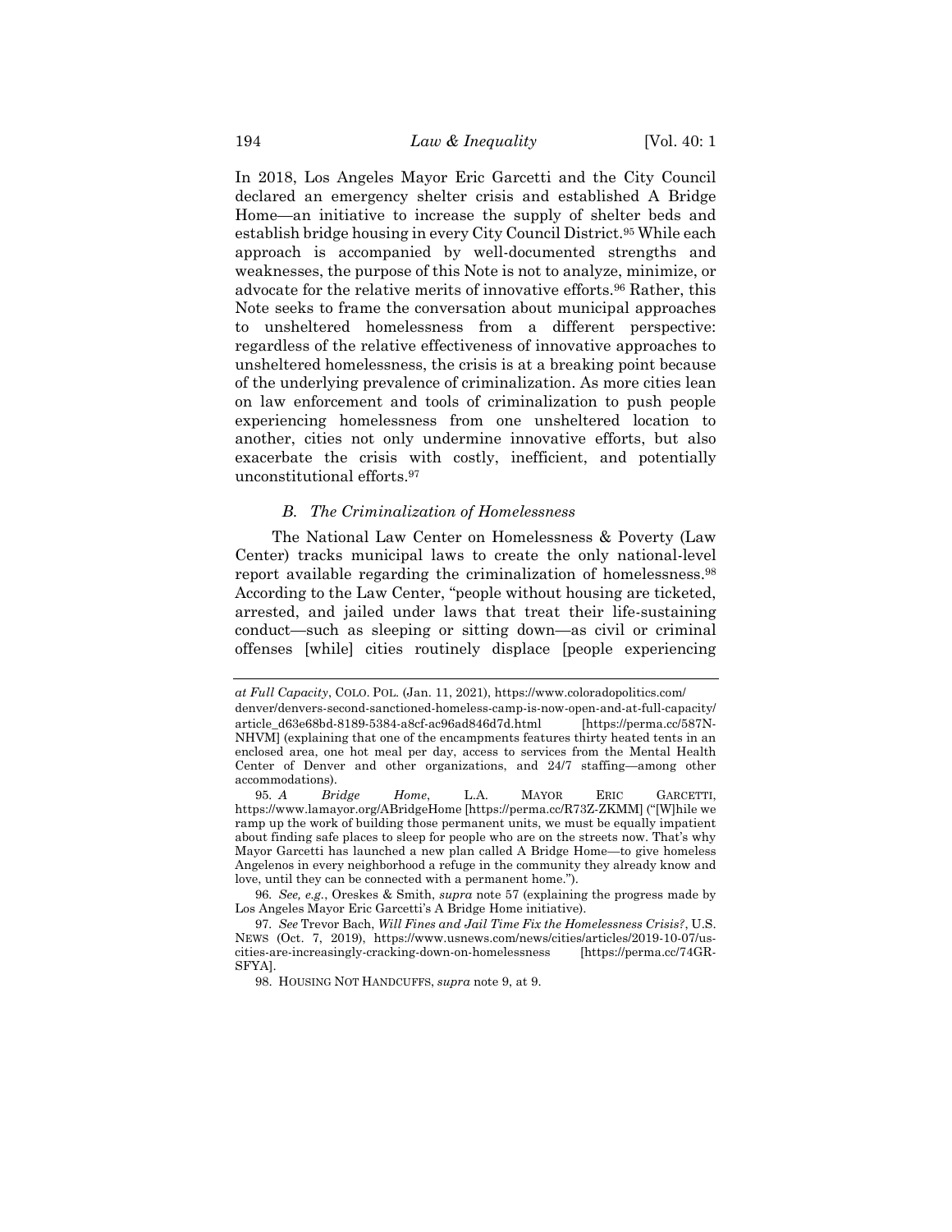In 2018, Los Angeles Mayor Eric Garcetti and the City Council declared an emergency shelter crisis and established A Bridge Home—an initiative to increase the supply of shelter beds and establish bridge housing in every City Council District.[95] While each approach is accompanied by well-documented strengths and weaknesses, the purpose of this Note is not to analyze, minimize, or advocate for the relative merits of innovative efforts.[96] Rather, this Note seeks to frame the conversation about municipal approaches to unsheltered homelessness from a different perspective: regardless of the relative effectiveness of innovative approaches to unsheltered homelessness, the crisis is at a breaking point because of the underlying prevalence of criminalization. As more cities lean on law enforcement and tools of criminalization to push people experiencing homelessness from one unsheltered location to another, cities not only undermine innovative efforts, but also exacerbate the crisis with costly, inefficient, and potentially unconstitutional efforts.[97]

### *B. The Criminalization of Homelessness*

The National Law Center on Homelessness & Poverty (Law Center) tracks municipal laws to create the only national-level report available regarding the criminalization of homelessness.[98] According to the Law Center, "people without housing are ticketed, arrested, and jailed under laws that treat their life-sustaining conduct—such as sleeping or sitting down—as civil or criminal offenses [while] cities routinely displace [people experiencing

---

*at Full Capacity*, COLO. POL. (Jan. 11, 2021), https://www.coloradopolitics.com/denver/denvers-second-sanctioned-homeless-camp-is-now-open-and-at-full-capacity/article_d63e68bd-8189-5384-a8cf-ac96ad846d7d.html [https://perma.cc/587N-NHVM] (explaining that one of the encampments features thirty heated tents in an enclosed area, one hot meal per day, access to services from the Mental Health Center of Denver and other organizations, and 24/7 staffing—among other accommodations).

95. *A Bridge Home*, L.A. MAYOR ERIC GARCETTI, https://www.lamayor.org/ABridgeHome [https://perma.cc/R73Z-ZKMM] ("[W]hile we ramp up the work of building those permanent units, we must be equally impatient about finding safe places to sleep for people who are on the streets now. That's why Mayor Garcetti has launched a new plan called A Bridge Home—to give homeless Angelenos in every neighborhood a refuge in the community they already know and love, until they can be connected with a permanent home.").

96. *See, e.g.*, Oreskes & Smith, *supra* note 57 (explaining the progress made by Los Angeles Mayor Eric Garcetti's A Bridge Home initiative).

97. *See* Trevor Bach, *Will Fines and Jail Time Fix the Homelessness Crisis?*, U.S. NEWS (Oct. 7, 2019), https://www.usnews.com/news/cities/articles/2019-10-07/us-cities-are-increasingly-cracking-down-on-homelessness [https://perma.cc/74GR-SFYA].

98. HOUSING NOT HANDCUFFS, *supra* note 9, at 9.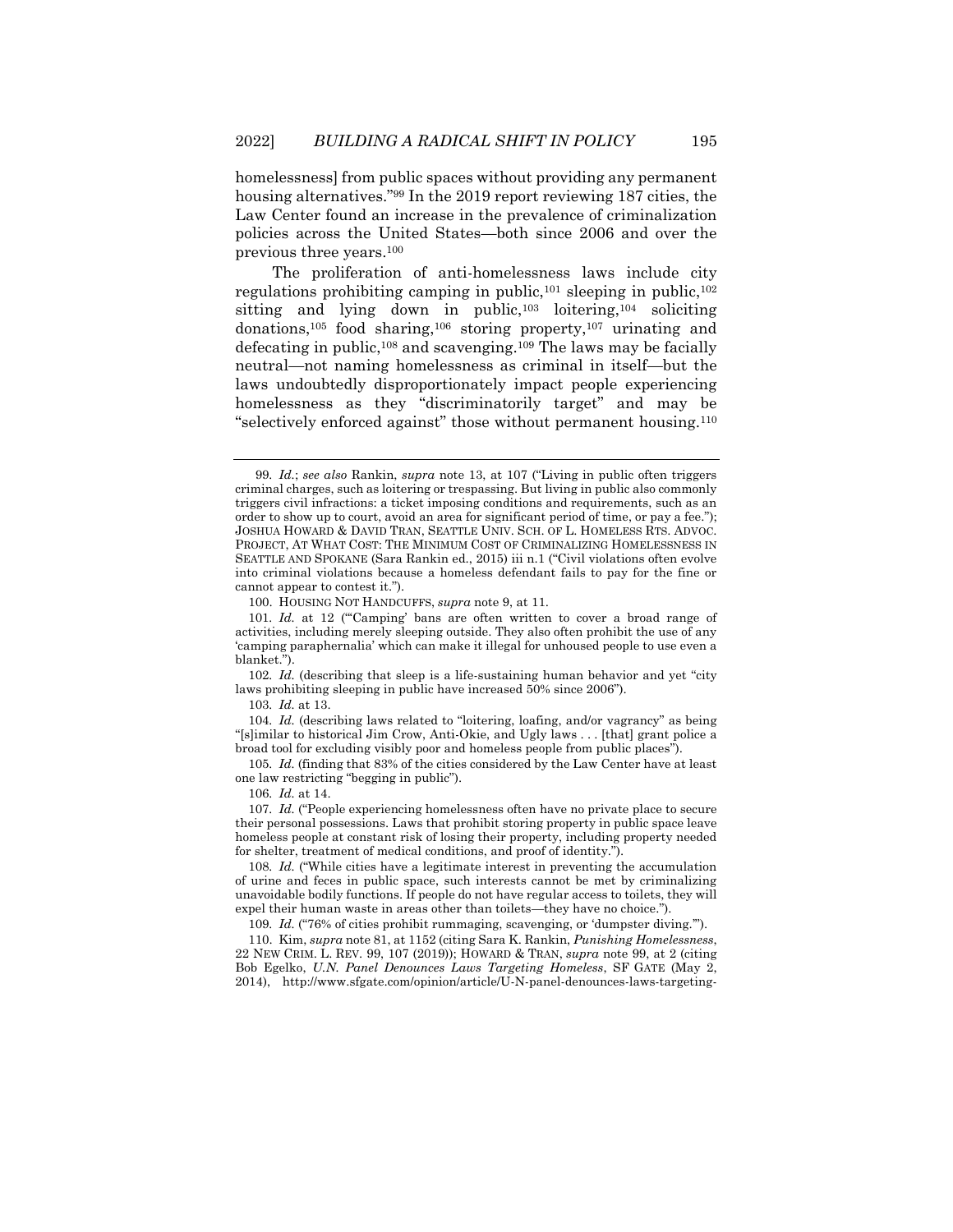homelessness] from public spaces without providing any permanent housing alternatives."[99] In the 2019 report reviewing 187 cities, the Law Center found an increase in the prevalence of criminalization policies across the United States—both since 2006 and over the previous three years.[100]

The proliferation of anti-homelessness laws include city regulations prohibiting camping in public,[101] sleeping in public,[102] sitting and lying down in public,[103] loitering,[104] soliciting donations,[105] food sharing,[106] storing property,[107] urinating and defecating in public,[108] and scavenging.[109] The laws may be facially neutral—not naming homelessness as criminal in itself—but the laws undoubtedly disproportionately impact people experiencing homelessness as they "discriminatorily target" and may be "selectively enforced against" those without permanent housing.[110]

---

99. *Id.*; *see also* Rankin, *supra* note 13, at 107 ("Living in public often triggers criminal charges, such as loitering or trespassing. But living in public also commonly triggers civil infractions: a ticket imposing conditions and requirements, such as an order to show up to court, avoid an area for significant period of time, or pay a fee."); JOSHUA HOWARD & DAVID TRAN, SEATTLE UNIV. SCH. OF L. HOMELESS RTS. ADVOC. PROJECT, AT WHAT COST: THE MINIMUM COST OF CRIMINALIZING HOMELESSNESS IN SEATTLE AND SPOKANE (Sara Rankin ed., 2015) iii n.1 ("Civil violations often evolve into criminal violations because a homeless defendant fails to pay for the fine or cannot appear to contest it.").

100. HOUSING NOT HANDCUFFS, *supra* note 9, at 11.

101. *Id.* at 12 ("'Camping' bans are often written to cover a broad range of activities, including merely sleeping outside. They also often prohibit the use of any 'camping paraphernalia' which can make it illegal for unhoused people to use even a blanket.").

102. *Id.* (describing that sleep is a life-sustaining human behavior and yet "city laws prohibiting sleeping in public have increased 50% since 2006").

103. *Id.* at 13.

104. *Id.* (describing laws related to "loitering, loafing, and/or vagrancy" as being "[s]imilar to historical Jim Crow, Anti-Okie, and Ugly laws . . . [that] grant police a broad tool for excluding visibly poor and homeless people from public places").

105. *Id.* (finding that 83% of the cities considered by the Law Center have at least one law restricting "begging in public").

106. *Id.* at 14.

107. *Id.* ("People experiencing homelessness often have no private place to secure their personal possessions. Laws that prohibit storing property in public space leave homeless people at constant risk of losing their property, including property needed for shelter, treatment of medical conditions, and proof of identity.").

108. *Id.* ("While cities have a legitimate interest in preventing the accumulation of urine and feces in public space, such interests cannot be met by criminalizing unavoidable bodily functions. If people do not have regular access to toilets, they will expel their human waste in areas other than toilets—they have no choice.").

109. *Id.* ("76% of cities prohibit rummaging, scavenging, or 'dumpster diving.'").

110. Kim, *supra* note 81, at 1152 (citing Sara K. Rankin, *Punishing Homelessness*, 22 NEW CRIM. L. REV. 99, 107 (2019)); HOWARD & TRAN, *supra* note 99, at 2 (citing Bob Egelko, *U.N. Panel Denounces Laws Targeting Homeless*, SF GATE (May 2, 2014), http://www.sfgate.com/opinion/article/U-N-panel-denounces-laws-targeting-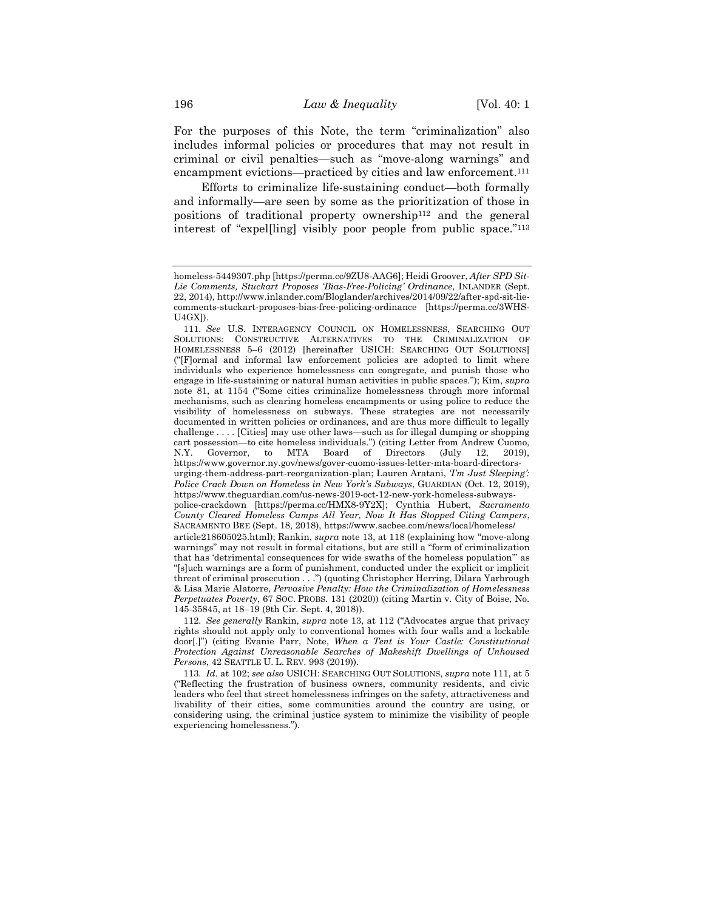For the purposes of this Note, the term "criminalization" also includes informal policies or procedures that may not result in criminal or civil penalties—such as "move-along warnings" and encampment evictions—practiced by cities and law enforcement.[111]

Efforts to criminalize life-sustaining conduct—both formally and informally—are seen by some as the prioritization of those in positions of traditional property ownership[112] and the general interest of "expel[ling] visibly poor people from public space."[113]

---

homeless-5449307.php [https://perma.cc/9ZU8-AAG6]; Heidi Groover, *After SPD Sit-Lie Comments, Stuckart Proposes 'Bias-Free-Policing' Ordinance*, INLANDER (Sept. 22, 2014), http://www.inlander.com/Bloglander/archives/2014/09/22/after-spd-sit-lie-comments-stuckart-proposes-bias-free-policing-ordinance [https://perma.cc/3WHS-U4GX]).

111. *See* U.S. INTERAGENCY COUNCIL ON HOMELESSNESS, SEARCHING OUT SOLUTIONS: CONSTRUCTIVE ALTERNATIVES TO THE CRIMINALIZATION OF HOMELESSNESS 5–6 (2012) [hereinafter USICH: SEARCHING OUT SOLUTIONS] ("[F]ormal and informal law enforcement policies are adopted to limit where individuals who experience homelessness can congregate, and punish those who engage in life-sustaining or natural human activities in public spaces."); Kim, *supra* note 81, at 1154 ("Some cities criminalize homelessness through more informal mechanisms, such as clearing homeless encampments or using police to reduce the visibility of homelessness on subways. These strategies are not necessarily documented in written policies or ordinances, and are thus more difficult to legally challenge . . . . [Cities] may use other laws—such as for illegal dumping or shopping cart possession—to cite homeless individuals.") (citing Letter from Andrew Cuomo, N.Y. Governor, to MTA Board of Directors (July 12, 2019), https://www.governor.ny.gov/news/gover-cuomo-issues-letter-mta-board-directors-urging-them-address-part-reorganization-plan; Lauren Aratani, *'I'm Just Sleeping': Police Crack Down on Homeless in New York's Subways*, GUARDIAN (Oct. 12, 2019), https://www.theguardian.com/us-news-2019-oct-12-new-york-homeless-subways-police-crackdown [https://perma.cc/HMX8-9Y2X]; Cynthia Hubert, *Sacramento County Cleared Homeless Camps All Year, Now It Has Stopped Citing Campers*, SACRAMENTO BEE (Sept. 18, 2018), https://www.sacbee.com/news/local/homeless/article218605025.html); Rankin, *supra* note 13, at 118 (explaining how "move-along warnings" may not result in formal citations, but are still a "form of criminalization that has 'detrimental consequences for wide swaths of the homeless population'" as "[s]uch warnings are a form of punishment, conducted under the explicit or implicit threat of criminal prosecution . . .") (quoting Christopher Herring, Dilara Yarbrough & Lisa Marie Alatorre, *Pervasive Penalty: How the Criminalization of Homelessness Perpetuates Poverty*, 67 SOC. PROBS. 131 (2020)) (citing Martin v. City of Boise, No. 145-35845, at 18–19 (9th Cir. Sept. 4, 2018)).

112. *See generally* Rankin, *supra* note 13, at 112 ("Advocates argue that privacy rights should not apply only to conventional homes with four walls and a lockable door[.]") (citing Evanie Parr, Note, *When a Tent is Your Castle: Constitutional Protection Against Unreasonable Searches of Makeshift Dwellings of Unhoused Persons*, 42 SEATTLE U. L. REV. 993 (2019)).

113. *Id.* at 102; *see also* USICH: SEARCHING OUT SOLUTIONS, *supra* note 111, at 5 ("Reflecting the frustration of business owners, community residents, and civic leaders who feel that street homelessness infringes on the safety, attractiveness and livability of their cities, some communities around the country are using, or considering using, the criminal justice system to minimize the visibility of people experiencing homelessness.").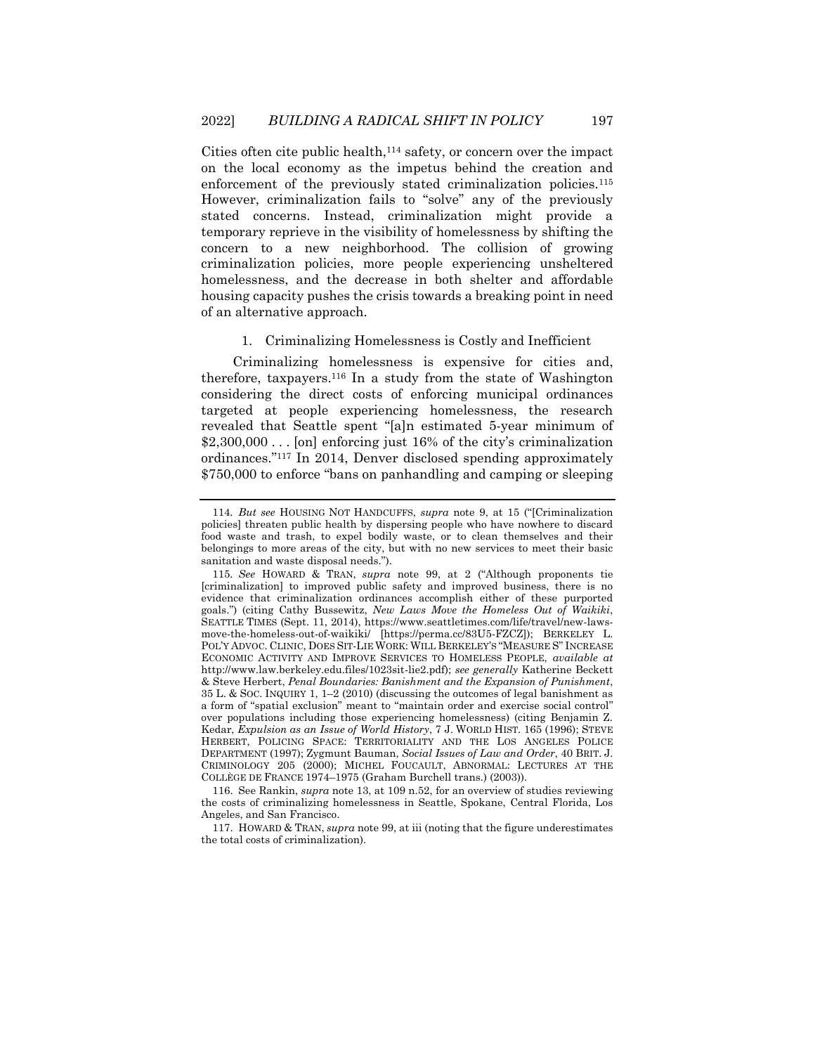Cities often cite public health,[114] safety, or concern over the impact on the local economy as the impetus behind the creation and enforcement of the previously stated criminalization policies.[115] However, criminalization fails to "solve" any of the previously stated concerns. Instead, criminalization might provide a temporary reprieve in the visibility of homelessness by shifting the concern to a new neighborhood. The collision of growing criminalization policies, more people experiencing unsheltered homelessness, and the decrease in both shelter and affordable housing capacity pushes the crisis towards a breaking point in need of an alternative approach.

### 1. Criminalizing Homelessness is Costly and Inefficient

Criminalizing homelessness is expensive for cities and, therefore, taxpayers.[116] In a study from the state of Washington considering the direct costs of enforcing municipal ordinances targeted at people experiencing homelessness, the research revealed that Seattle spent "[a]n estimated 5-year minimum of $2,300,000 . . . [on] enforcing just 16% of the city's criminalization ordinances."[117] In 2014, Denver disclosed spending approximately $750,000 to enforce "bans on panhandling and camping or sleeping

---

114. *But see* HOUSING NOT HANDCUFFS, *supra* note 9, at 15 ("[Criminalization policies] threaten public health by dispersing people who have nowhere to discard food waste and trash, to expel bodily waste, or to clean themselves and their belongings to more areas of the city, but with no new services to meet their basic sanitation and waste disposal needs.").

115. *See* HOWARD & TRAN, *supra* note 99, at 2 ("Although proponents tie [criminalization] to improved public safety and improved business, there is no evidence that criminalization ordinances accomplish either of these purported goals.") (citing Cathy Bussewitz, *New Laws Move the Homeless Out of Waikiki*, SEATTLE TIMES (Sept. 11, 2014), https://www.seattletimes.com/life/travel/new-laws-move-the-homeless-out-of-waikiki/ [https://perma.cc/83U5-FZCZ]); BERKELEY L. POL'Y ADVOC. CLINIC, DOES SIT-LIE WORK: WILL BERKELEY'S "MEASURE S" INCREASE ECONOMIC ACTIVITY AND IMPROVE SERVICES TO HOMELESS PEOPLE, *available at* http://www.law.berkeley.edu.files/1023sit-lie2.pdf); *see generally* Katherine Beckett & Steve Herbert, *Penal Boundaries: Banishment and the Expansion of Punishment*, 35 L. & SOC. INQUIRY 1, 1–2 (2010) (discussing the outcomes of legal banishment as a form of "spatial exclusion" meant to "maintain order and exercise social control" over populations including those experiencing homelessness) (citing Benjamin Z. Kedar, *Expulsion as an Issue of World History*, 7 J. WORLD HIST. 165 (1996); STEVE HERBERT, POLICING SPACE: TERRITORIALITY AND THE LOS ANGELES POLICE DEPARTMENT (1997); Zygmunt Bauman, *Social Issues of Law and Order*, 40 BRIT. J. CRIMINOLOGY 205 (2000); MICHEL FOUCAULT, ABNORMAL: LECTURES AT THE COLLÈGE DE FRANCE 1974–1975 (Graham Burchell trans.) (2003)).

116. See Rankin, *supra* note 13, at 109 n.52, for an overview of studies reviewing the costs of criminalizing homelessness in Seattle, Spokane, Central Florida, Los Angeles, and San Francisco.

117. HOWARD & TRAN, *supra* note 99, at iii (noting that the figure underestimates the total costs of criminalization).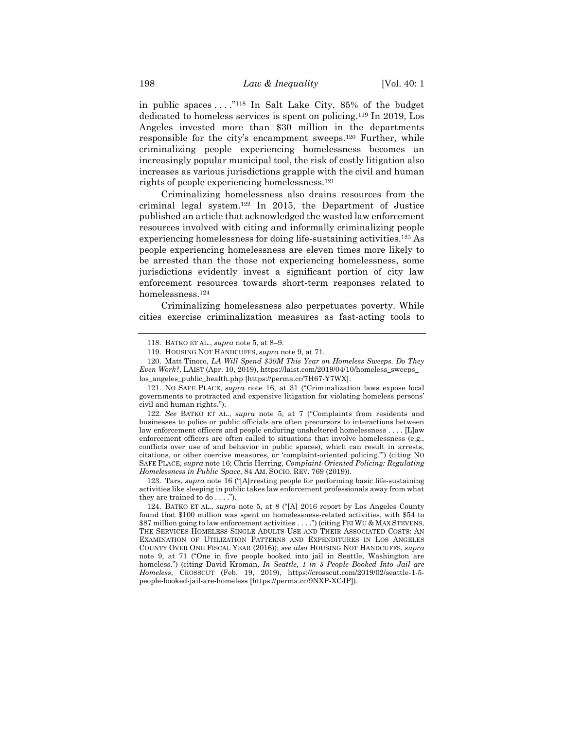in public spaces . . . ."[118] In Salt Lake City, 85% of the budget dedicated to homeless services is spent on policing.[119] In 2019, Los Angeles invested more than $30 million in the departments responsible for the city's encampment sweeps.[120] Further, while criminalizing people experiencing homelessness becomes an increasingly popular municipal tool, the risk of costly litigation also increases as various jurisdictions grapple with the civil and human rights of people experiencing homelessness.[121]

Criminalizing homelessness also drains resources from the criminal legal system.[122] In 2015, the Department of Justice published an article that acknowledged the wasted law enforcement resources involved with citing and informally criminalizing people experiencing homelessness for doing life-sustaining activities.[123] As people experiencing homelessness are eleven times more likely to be arrested than the those not experiencing homelessness, some jurisdictions evidently invest a significant portion of city law enforcement resources towards short-term responses related to homelessness.[124]

Criminalizing homelessness also perpetuates poverty. While cities exercise criminalization measures as fast-acting tools to

---

118. BATKO ET AL., *supra* note 5, at 8–9.

119. HOUSING NOT HANDCUFFS, *supra* note 9, at 71.

120. Matt Tinoco, *LA Will Spend $30M This Year on Homeless Sweeps. Do They Even Work?*, LAIST (Apr. 10, 2019), https://laist.com/2019/04/10/homeless_sweeps_los_angeles_public_health.php [https://perma.cc/7H67-Y7WX].

121. NO SAFE PLACE, *supra* note 16, at 31 ("Criminalization laws expose local governments to protracted and expensive litigation for violating homeless persons' civil and human rights.").

122. *See* BATKO ET AL., *supra* note 5, at 7 ("Complaints from residents and businesses to police or public officials are often precursors to interactions between law enforcement officers and people enduring unsheltered homelessness . . . . [L]aw enforcement officers are often called to situations that involve homelessness (e.g., conflicts over use of and behavior in public spaces), which can result in arrests, citations, or other coercive measures, or 'complaint-oriented policing.'") (citing NO SAFE PLACE, *supra* note 16; Chris Herring, *Complaint-Oriented Policing: Regulating Homelessness in Public Space*, 84 AM. SOCIO. REV. 769 (2019)).

123. Tars, *supra* note 16 ("[A]rresting people for performing basic life-sustaining activities like sleeping in public takes law enforcement professionals away from what they are trained to do . . . .").

124. BATKO ET AL., *supra* note 5, at 8 ("[A] 2016 report by Los Angeles County found that $100 million was spent on homelessness-related activities, with $54 to $87 million going to law enforcement activities . . . .") (citing FEI WU & MAX STEVENS, THE SERVICES HOMELESS SINGLE ADULTS USE AND THEIR ASSOCIATED COSTS: AN EXAMINATION OF UTILIZATION PATTERNS AND EXPENDITURES IN LOS ANGELES COUNTY OVER ONE FISCAL YEAR (2016)); *see also* HOUSING NOT HANDCUFFS, *supra* note 9, at 71 ("One in five people booked into jail in Seattle, Washington are homeless.") (citing David Kroman, *In Seattle, 1 in 5 People Booked Into Jail are Homeless*, CROSSCUT (Feb. 19, 2019), https://crosscut.com/2019/02/seattle-1-5-people-booked-jail-are-homeless [https://perma.cc/9NXP-XCJP]).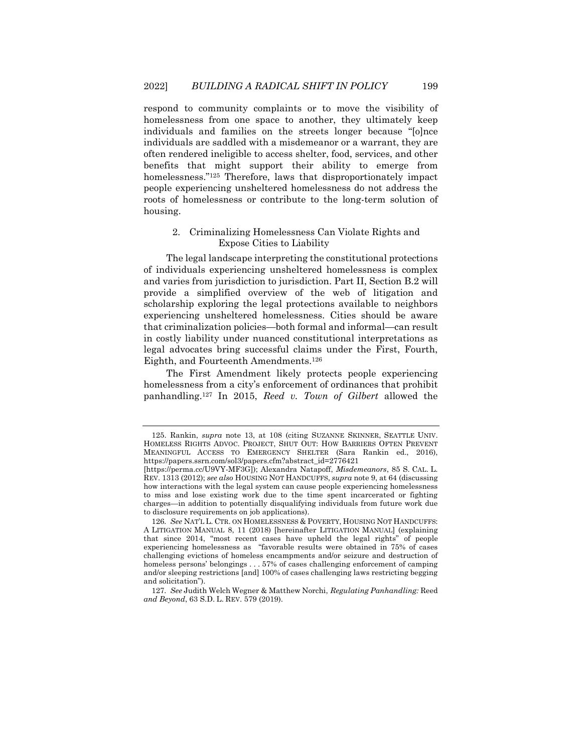respond to community complaints or to move the visibility of homelessness from one space to another, they ultimately keep individuals and families on the streets longer because "[o]nce individuals are saddled with a misdemeanor or a warrant, they are often rendered ineligible to access shelter, food, services, and other benefits that might support their ability to emerge from homelessness."[125] Therefore, laws that disproportionately impact people experiencing unsheltered homelessness do not address the roots of homelessness or contribute to the long-term solution of housing.

### 2. Criminalizing Homelessness Can Violate Rights and Expose Cities to Liability

The legal landscape interpreting the constitutional protections of individuals experiencing unsheltered homelessness is complex and varies from jurisdiction to jurisdiction. Part II, Section B.2 will provide a simplified overview of the web of litigation and scholarship exploring the legal protections available to neighbors experiencing unsheltered homelessness. Cities should be aware that criminalization policies—both formal and informal—can result in costly liability under nuanced constitutional interpretations as legal advocates bring successful claims under the First, Fourth, Eighth, and Fourteenth Amendments.[126]

The First Amendment likely protects people experiencing homelessness from a city's enforcement of ordinances that prohibit panhandling.[127] In 2015, *Reed v. Town of Gilbert* allowed the

---

125. Rankin, *supra* note 13, at 108 (citing SUZANNE SKINNER, SEATTLE UNIV. HOMELESS RIGHTS ADVOC. PROJECT, SHUT OUT: HOW BARRIERS OFTEN PREVENT MEANINGFUL ACCESS TO EMERGENCY SHELTER (Sara Rankin ed., 2016), https://papers.ssrn.com/sol3/papers.cfm?abstract_id=2776421 [https://perma.cc/U9VY-MF3G]); Alexandra Natapoff, *Misdemeanors*, 85 S. CAL. L. REV. 1313 (2012); *see also* HOUSING NOT HANDCUFFS, *supra* note 9, at 64 (discussing how interactions with the legal system can cause people experiencing homelessness to miss and lose existing work due to the time spent incarcerated or fighting charges—in addition to potentially disqualifying individuals from future work due to disclosure requirements on job applications).

126. *See* NAT'L L. CTR. ON HOMELESSNESS & POVERTY, HOUSING NOT HANDCUFFS: A LITIGATION MANUAL 8, 11 (2018) [hereinafter LITIGATION MANUAL] (explaining that since 2014, "most recent cases have upheld the legal rights" of people experiencing homelessness as "favorable results were obtained in 75% of cases challenging evictions of homeless encampments and/or seizure and destruction of homeless persons' belongings . . . 57% of cases challenging enforcement of camping and/or sleeping restrictions [and] 100% of cases challenging laws restricting begging and solicitation").

127. *See* Judith Welch Wegner & Matthew Norchi, *Regulating Panhandling:* Reed *and Beyond*, 63 S.D. L. REV. 579 (2019).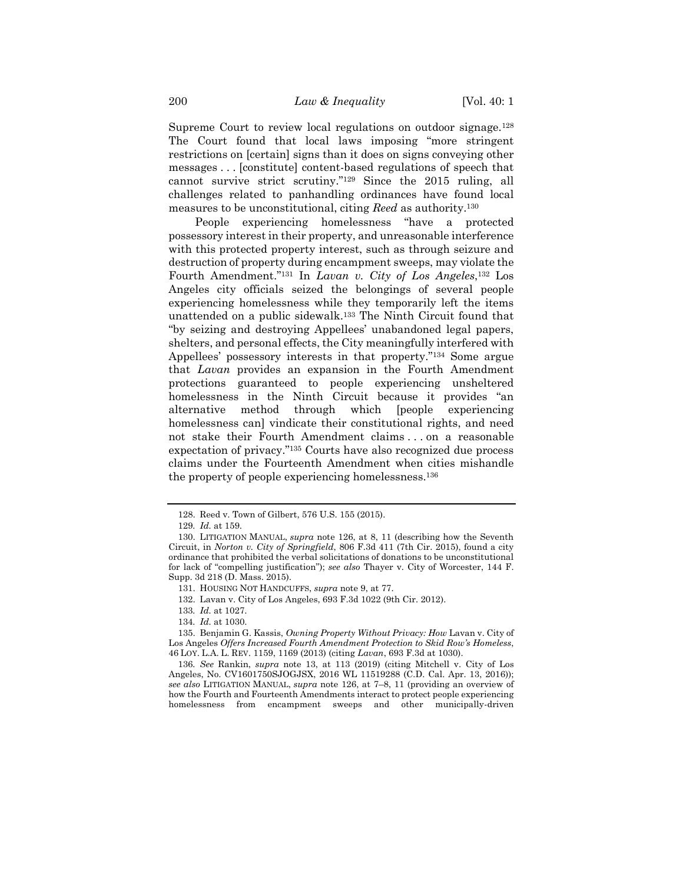Supreme Court to review local regulations on outdoor signage.[128] The Court found that local laws imposing "more stringent restrictions on [certain] signs than it does on signs conveying other messages . . . [constitute] content-based regulations of speech that cannot survive strict scrutiny."[129] Since the 2015 ruling, all challenges related to panhandling ordinances have found local measures to be unconstitutional, citing *Reed* as authority.[130]

People experiencing homelessness "have a protected possessory interest in their property, and unreasonable interference with this protected property interest, such as through seizure and destruction of property during encampment sweeps, may violate the Fourth Amendment."[131] In *Lavan v. City of Los Angeles*,[132] Los Angeles city officials seized the belongings of several people experiencing homelessness while they temporarily left the items unattended on a public sidewalk.[133] The Ninth Circuit found that "by seizing and destroying Appellees' unabandoned legal papers, shelters, and personal effects, the City meaningfully interfered with Appellees' possessory interests in that property."[134] Some argue that *Lavan* provides an expansion in the Fourth Amendment protections guaranteed to people experiencing unsheltered homelessness in the Ninth Circuit because it provides "an alternative method through which [people experiencing homelessness can] vindicate their constitutional rights, and need not stake their Fourth Amendment claims . . . on a reasonable expectation of privacy."[135] Courts have also recognized due process claims under the Fourteenth Amendment when cities mishandle the property of people experiencing homelessness.[136]

---

128. Reed v. Town of Gilbert, 576 U.S. 155 (2015).

129. *Id.* at 159.

130. LITIGATION MANUAL, *supra* note 126, at 8, 11 (describing how the Seventh Circuit, in *Norton v. City of Springfield*, 806 F.3d 411 (7th Cir. 2015), found a city ordinance that prohibited the verbal solicitations of donations to be unconstitutional for lack of "compelling justification"); *see also* Thayer v. City of Worcester, 144 F. Supp. 3d 218 (D. Mass. 2015).

131. HOUSING NOT HANDCUFFS, *supra* note 9, at 77.

132. Lavan v. City of Los Angeles, 693 F.3d 1022 (9th Cir. 2012).

133. *Id.* at 1027.

134. *Id.* at 1030.

135. Benjamin G. Kassis, *Owning Property Without Privacy: How* Lavan v. City of Los Angeles *Offers Increased Fourth Amendment Protection to Skid Row's Homeless*, 46 LOY. L.A. L. REV. 1159, 1169 (2013) (citing *Lavan*, 693 F.3d at 1030).

136. *See* Rankin, *supra* note 13, at 113 (2019) (citing Mitchell v. City of Los Angeles, No. CV1601750SJOGJSX, 2016 WL 11519288 (C.D. Cal. Apr. 13, 2016)); *see also* LITIGATION MANUAL, *supra* note 126, at 7–8, 11 (providing an overview of how the Fourth and Fourteenth Amendments interact to protect people experiencing homelessness from encampment sweeps and other municipally-driven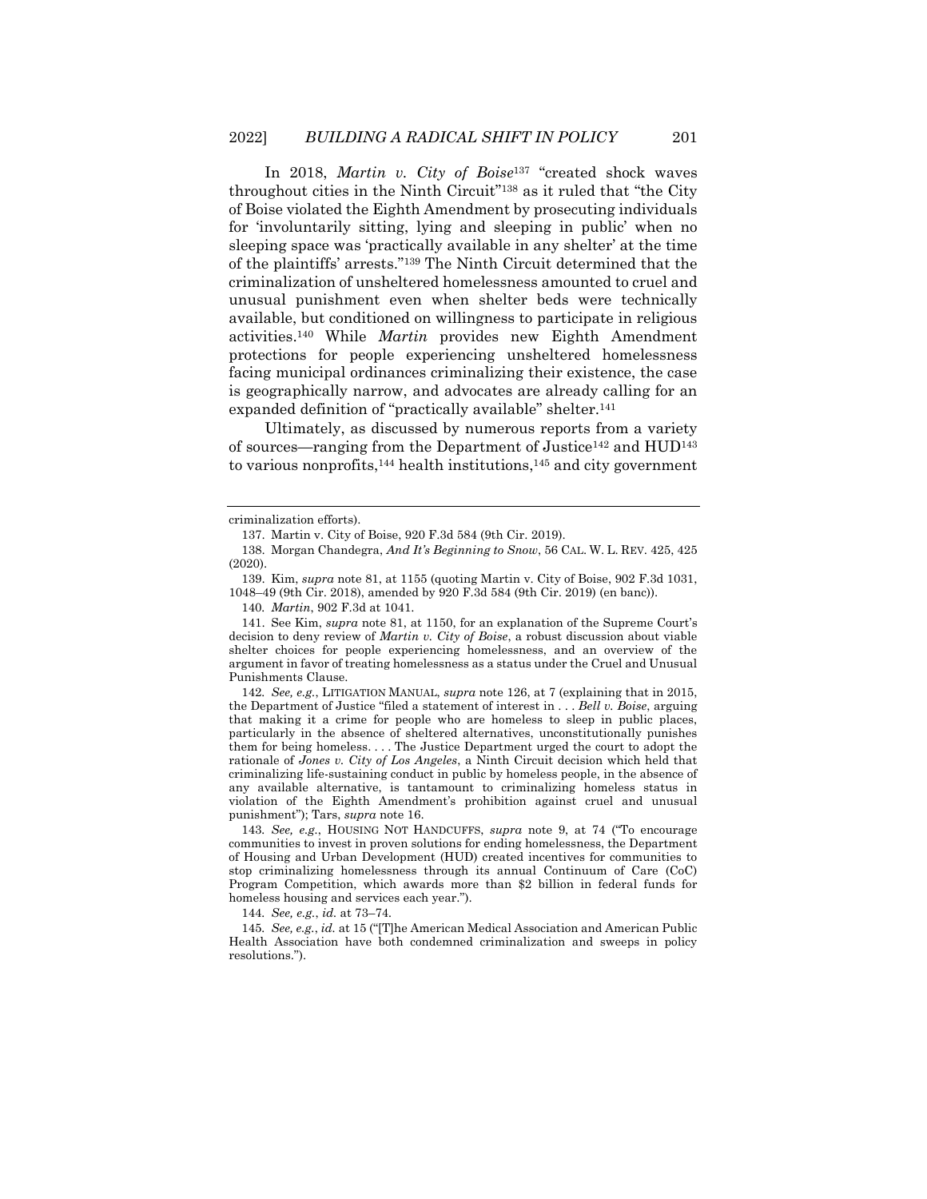In 2018, *Martin v. City of Boise*[137] "created shock waves throughout cities in the Ninth Circuit"[138] as it ruled that "the City of Boise violated the Eighth Amendment by prosecuting individuals for 'involuntarily sitting, lying and sleeping in public' when no sleeping space was 'practically available in any shelter' at the time of the plaintiffs' arrests."[139] The Ninth Circuit determined that the criminalization of unsheltered homelessness amounted to cruel and unusual punishment even when shelter beds were technically available, but conditioned on willingness to participate in religious activities.[140] While *Martin* provides new Eighth Amendment protections for people experiencing unsheltered homelessness facing municipal ordinances criminalizing their existence, the case is geographically narrow, and advocates are already calling for an expanded definition of "practically available" shelter.[141]

Ultimately, as discussed by numerous reports from a variety of sources—ranging from the Department of Justice[142] and HUD[143] to various nonprofits,[144] health institutions,[145] and city government

---

criminalization efforts).

137. Martin v. City of Boise, 920 F.3d 584 (9th Cir. 2019).

138. Morgan Chandegra, *And It's Beginning to Snow*, 56 CAL. W. L. REV. 425, 425 (2020).

139. Kim, *supra* note 81, at 1155 (quoting Martin v. City of Boise, 902 F.3d 1031, 1048–49 (9th Cir. 2018), amended by 920 F.3d 584 (9th Cir. 2019) (en banc)).

140. *Martin*, 902 F.3d at 1041.

141. See Kim, *supra* note 81, at 1150, for an explanation of the Supreme Court's decision to deny review of *Martin v. City of Boise*, a robust discussion about viable shelter choices for people experiencing homelessness, and an overview of the argument in favor of treating homelessness as a status under the Cruel and Unusual Punishments Clause.

142. *See, e.g.*, LITIGATION MANUAL, *supra* note 126, at 7 (explaining that in 2015, the Department of Justice "filed a statement of interest in . . . *Bell v. Boise*, arguing that making it a crime for people who are homeless to sleep in public places, particularly in the absence of sheltered alternatives, unconstitutionally punishes them for being homeless. . . . The Justice Department urged the court to adopt the rationale of *Jones v. City of Los Angeles*, a Ninth Circuit decision which held that criminalizing life-sustaining conduct in public by homeless people, in the absence of any available alternative, is tantamount to criminalizing homeless status in violation of the Eighth Amendment's prohibition against cruel and unusual punishment"); Tars, *supra* note 16.

143. *See, e.g.*, HOUSING NOT HANDCUFFS, *supra* note 9, at 74 ("To encourage communities to invest in proven solutions for ending homelessness, the Department of Housing and Urban Development (HUD) created incentives for communities to stop criminalizing homelessness through its annual Continuum of Care (CoC) Program Competition, which awards more than $2 billion in federal funds for homeless housing and services each year.").

144. *See, e.g.*, *id.* at 73–74.

145. *See, e.g.*, *id.* at 15 ("[T]he American Medical Association and American Public Health Association have both condemned criminalization and sweeps in policy resolutions.").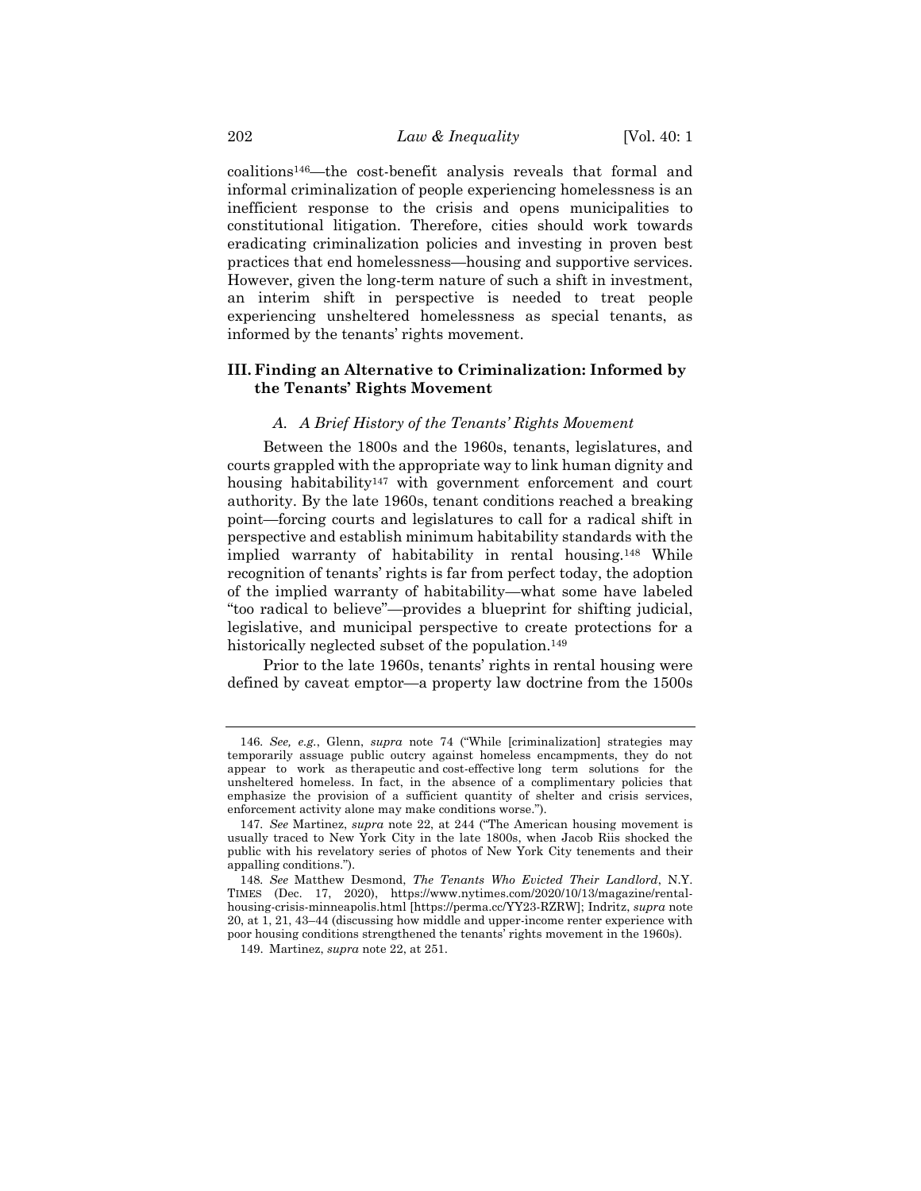coalitions[146]—the cost-benefit analysis reveals that formal and informal criminalization of people experiencing homelessness is an inefficient response to the crisis and opens municipalities to constitutional litigation. Therefore, cities should work towards eradicating criminalization policies and investing in proven best practices that end homelessness—housing and supportive services. However, given the long-term nature of such a shift in investment, an interim shift in perspective is needed to treat people experiencing unsheltered homelessness as special tenants, as informed by the tenants' rights movement.

## III. Finding an Alternative to Criminalization: Informed by the Tenants' Rights Movement

### *A. A Brief History of the Tenants' Rights Movement*

Between the 1800s and the 1960s, tenants, legislatures, and courts grappled with the appropriate way to link human dignity and housing habitability[147] with government enforcement and court authority. By the late 1960s, tenant conditions reached a breaking point—forcing courts and legislatures to call for a radical shift in perspective and establish minimum habitability standards with the implied warranty of habitability in rental housing.[148] While recognition of tenants' rights is far from perfect today, the adoption of the implied warranty of habitability—what some have labeled "too radical to believe"—provides a blueprint for shifting judicial, legislative, and municipal perspective to create protections for a historically neglected subset of the population.[149]

Prior to the late 1960s, tenants' rights in rental housing were defined by caveat emptor—a property law doctrine from the 1500s

---

146. *See, e.g.*, Glenn, *supra* note 74 ("While [criminalization] strategies may temporarily assuage public outcry against homeless encampments, they do not appear to work as therapeutic and cost-effective long term solutions for the unsheltered homeless. In fact, in the absence of a complimentary policies that emphasize the provision of a sufficient quantity of shelter and crisis services, enforcement activity alone may make conditions worse.").

147. *See* Martinez, *supra* note 22, at 244 ("The American housing movement is usually traced to New York City in the late 1800s, when Jacob Riis shocked the public with his revelatory series of photos of New York City tenements and their appalling conditions.").

148. *See* Matthew Desmond, *The Tenants Who Evicted Their Landlord*, N.Y. TIMES (Dec. 17, 2020), https://www.nytimes.com/2020/10/13/magazine/rental-housing-crisis-minneapolis.html [https://perma.cc/YY23-RZRW]; Indritz, *supra* note 20, at 1, 21, 43–44 (discussing how middle and upper-income renter experience with poor housing conditions strengthened the tenants' rights movement in the 1960s).

149. Martinez, *supra* note 22, at 251.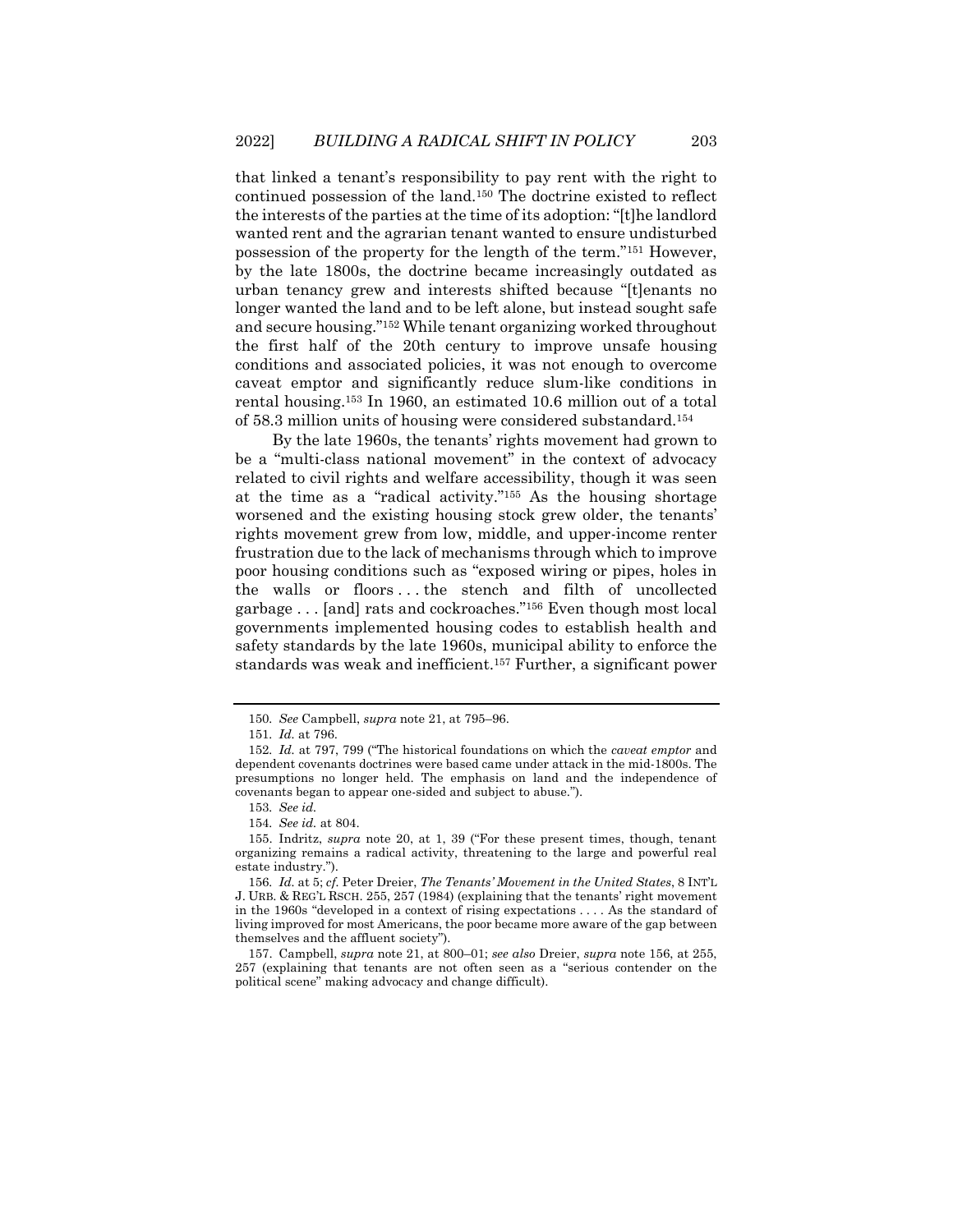that linked a tenant's responsibility to pay rent with the right to continued possession of the land.[150] The doctrine existed to reflect the interests of the parties at the time of its adoption: "[t]he landlord wanted rent and the agrarian tenant wanted to ensure undisturbed possession of the property for the length of the term."[151] However, by the late 1800s, the doctrine became increasingly outdated as urban tenancy grew and interests shifted because "[t]enants no longer wanted the land and to be left alone, but instead sought safe and secure housing."[152] While tenant organizing worked throughout the first half of the 20th century to improve unsafe housing conditions and associated policies, it was not enough to overcome caveat emptor and significantly reduce slum-like conditions in rental housing.[153] In 1960, an estimated 10.6 million out of a total of 58.3 million units of housing were considered substandard.[154]

By the late 1960s, the tenants' rights movement had grown to be a "multi-class national movement" in the context of advocacy related to civil rights and welfare accessibility, though it was seen at the time as a "radical activity."[155] As the housing shortage worsened and the existing housing stock grew older, the tenants' rights movement grew from low, middle, and upper-income renter frustration due to the lack of mechanisms through which to improve poor housing conditions such as "exposed wiring or pipes, holes in the walls or floors . . . the stench and filth of uncollected garbage . . . [and] rats and cockroaches."[156] Even though most local governments implemented housing codes to establish health and safety standards by the late 1960s, municipal ability to enforce the standards was weak and inefficient.[157] Further, a significant power

---

150. *See* Campbell, *supra* note 21, at 795–96.

151. *Id.* at 796.

152. *Id.* at 797, 799 ("The historical foundations on which the *caveat emptor* and dependent covenants doctrines were based came under attack in the mid-1800s. The presumptions no longer held. The emphasis on land and the independence of covenants began to appear one-sided and subject to abuse.").

153. *See id.*

154. *See id.* at 804.

155. Indritz, *supra* note 20, at 1, 39 ("For these present times, though, tenant organizing remains a radical activity, threatening to the large and powerful real estate industry.").

156. *Id.* at 5; *cf.* Peter Dreier, *The Tenants' Movement in the United States*, 8 INT'L J. URB. & REG'L RSCH. 255, 257 (1984) (explaining that the tenants' right movement in the 1960s "developed in a context of rising expectations . . . . As the standard of living improved for most Americans, the poor became more aware of the gap between themselves and the affluent society").

157. Campbell, *supra* note 21, at 800–01; *see also* Dreier, *supra* note 156, at 255, 257 (explaining that tenants are not often seen as a "serious contender on the political scene" making advocacy and change difficult).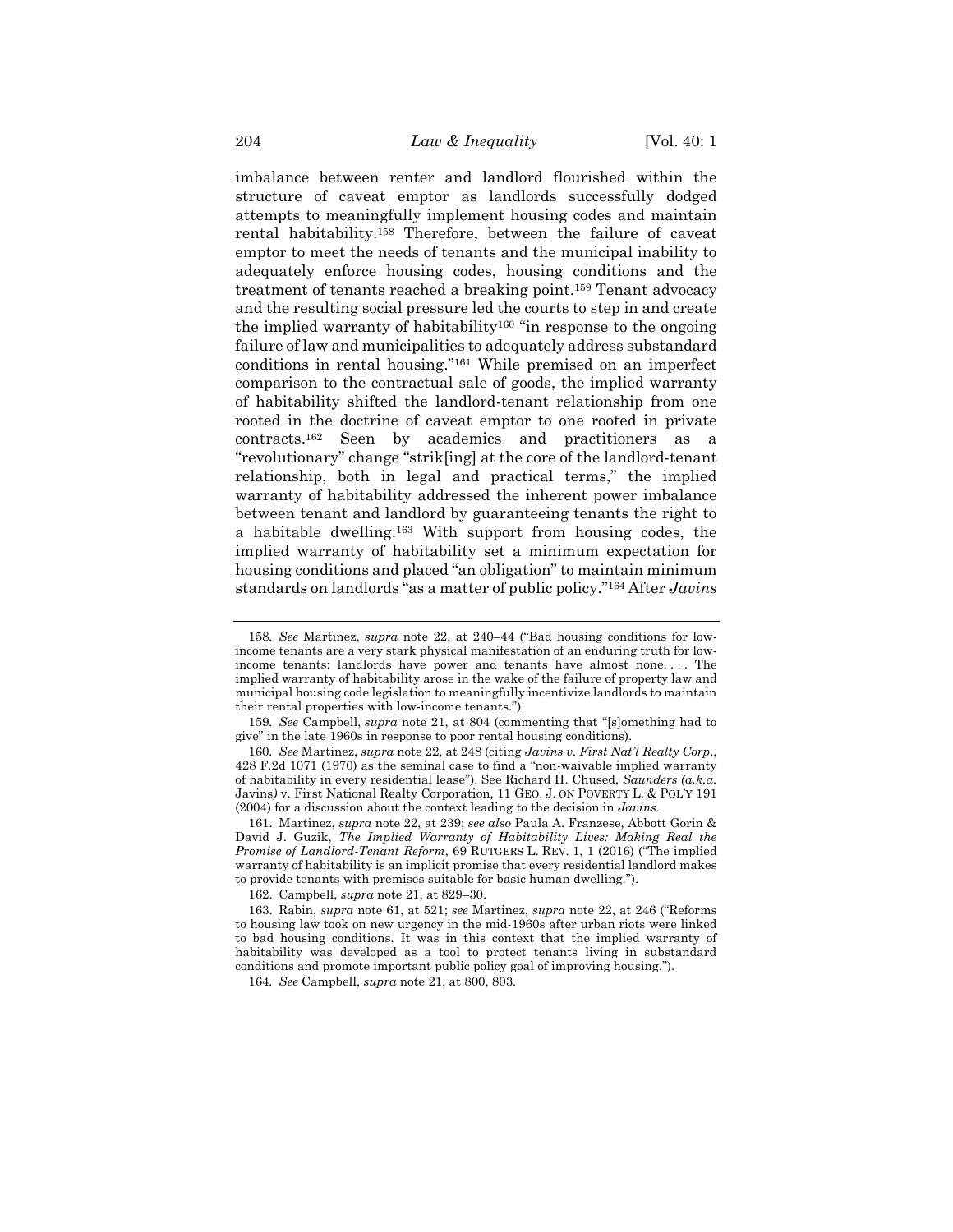imbalance between renter and landlord flourished within the structure of caveat emptor as landlords successfully dodged attempts to meaningfully implement housing codes and maintain rental habitability.[158] Therefore, between the failure of caveat emptor to meet the needs of tenants and the municipal inability to adequately enforce housing codes, housing conditions and the treatment of tenants reached a breaking point.[159] Tenant advocacy and the resulting social pressure led the courts to step in and create the implied warranty of habitability[160] "in response to the ongoing failure of law and municipalities to adequately address substandard conditions in rental housing."[161] While premised on an imperfect comparison to the contractual sale of goods, the implied warranty of habitability shifted the landlord-tenant relationship from one rooted in the doctrine of caveat emptor to one rooted in private contracts.[162] Seen by academics and practitioners as a "revolutionary" change "strik[ing] at the core of the landlord-tenant relationship, both in legal and practical terms," the implied warranty of habitability addressed the inherent power imbalance between tenant and landlord by guaranteeing tenants the right to a habitable dwelling.[163] With support from housing codes, the implied warranty of habitability set a minimum expectation for housing conditions and placed "an obligation" to maintain minimum standards on landlords "as a matter of public policy."[164] After *Javins*

---

158. *See* Martinez, *supra* note 22, at 240–44 ("Bad housing conditions for low-income tenants are a very stark physical manifestation of an enduring truth for low-income tenants: landlords have power and tenants have almost none. . . . The implied warranty of habitability arose in the wake of the failure of property law and municipal housing code legislation to meaningfully incentivize landlords to maintain their rental properties with low-income tenants.").

159. *See* Campbell, *supra* note 21, at 804 (commenting that "[s]omething had to give" in the late 1960s in response to poor rental housing conditions).

160. *See* Martinez, *supra* note 22, at 248 (citing *Javins v. First Nat'l Realty Corp*., 428 F.2d 1071 (1970) as the seminal case to find a "non-waivable implied warranty of habitability in every residential lease"). See Richard H. Chused, *Saunders (a.k.a.* Javins*)* v. First National Realty Corporation, 11 GEO. J. ON POVERTY L. & POL'Y 191 (2004) for a discussion about the context leading to the decision in *Javins*.

161. Martinez, *supra* note 22, at 239; *see also* Paula A. Franzese, Abbott Gorin & David J. Guzik, *The Implied Warranty of Habitability Lives: Making Real the Promise of Landlord-Tenant Reform*, 69 RUTGERS L. REV. 1, 1 (2016) ("The implied warranty of habitability is an implicit promise that every residential landlord makes to provide tenants with premises suitable for basic human dwelling.").

162. Campbell, *supra* note 21, at 829–30.

163. Rabin, *supra* note 61, at 521; *see* Martinez, *supra* note 22, at 246 ("Reforms to housing law took on new urgency in the mid-1960s after urban riots were linked to bad housing conditions. It was in this context that the implied warranty of habitability was developed as a tool to protect tenants living in substandard conditions and promote important public policy goal of improving housing.").

164. *See* Campbell, *supra* note 21, at 800, 803.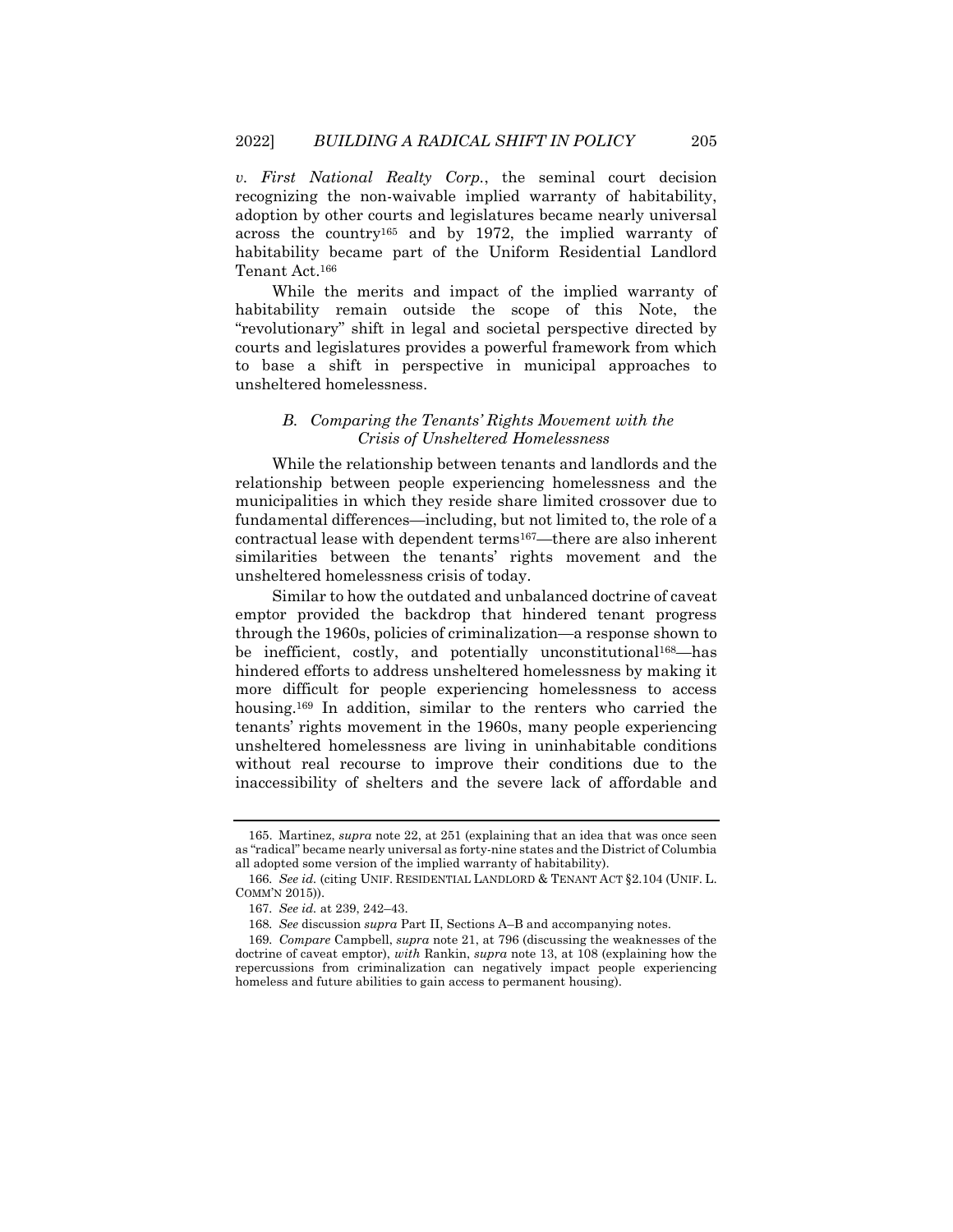*v. First National Realty Corp.*, the seminal court decision recognizing the non-waivable implied warranty of habitability, adoption by other courts and legislatures became nearly universal across the country[165] and by 1972, the implied warranty of habitability became part of the Uniform Residential Landlord Tenant Act.[166]

While the merits and impact of the implied warranty of habitability remain outside the scope of this Note, the "revolutionary" shift in legal and societal perspective directed by courts and legislatures provides a powerful framework from which to base a shift in perspective in municipal approaches to unsheltered homelessness.

### *B. Comparing the Tenants' Rights Movement with the Crisis of Unsheltered Homelessness*

While the relationship between tenants and landlords and the relationship between people experiencing homelessness and the municipalities in which they reside share limited crossover due to fundamental differences—including, but not limited to, the role of a contractual lease with dependent terms[167]—there are also inherent similarities between the tenants' rights movement and the unsheltered homelessness crisis of today.

Similar to how the outdated and unbalanced doctrine of caveat emptor provided the backdrop that hindered tenant progress through the 1960s, policies of criminalization—a response shown to be inefficient, costly, and potentially unconstitutional[168]—has hindered efforts to address unsheltered homelessness by making it more difficult for people experiencing homelessness to access housing.[169] In addition, similar to the renters who carried the tenants' rights movement in the 1960s, many people experiencing unsheltered homelessness are living in uninhabitable conditions without real recourse to improve their conditions due to the inaccessibility of shelters and the severe lack of affordable and

---

165. Martinez, *supra* note 22, at 251 (explaining that an idea that was once seen as "radical" became nearly universal as forty-nine states and the District of Columbia all adopted some version of the implied warranty of habitability).

166. *See id.* (citing UNIF. RESIDENTIAL LANDLORD & TENANT ACT §2.104 (UNIF. L. COMM'N 2015)).

167. *See id.* at 239, 242–43.

168. *See* discussion *supra* Part II, Sections A–B and accompanying notes.

169. *Compare* Campbell, *supra* note 21, at 796 (discussing the weaknesses of the doctrine of caveat emptor), *with* Rankin, *supra* note 13, at 108 (explaining how the repercussions from criminalization can negatively impact people experiencing homeless and future abilities to gain access to permanent housing).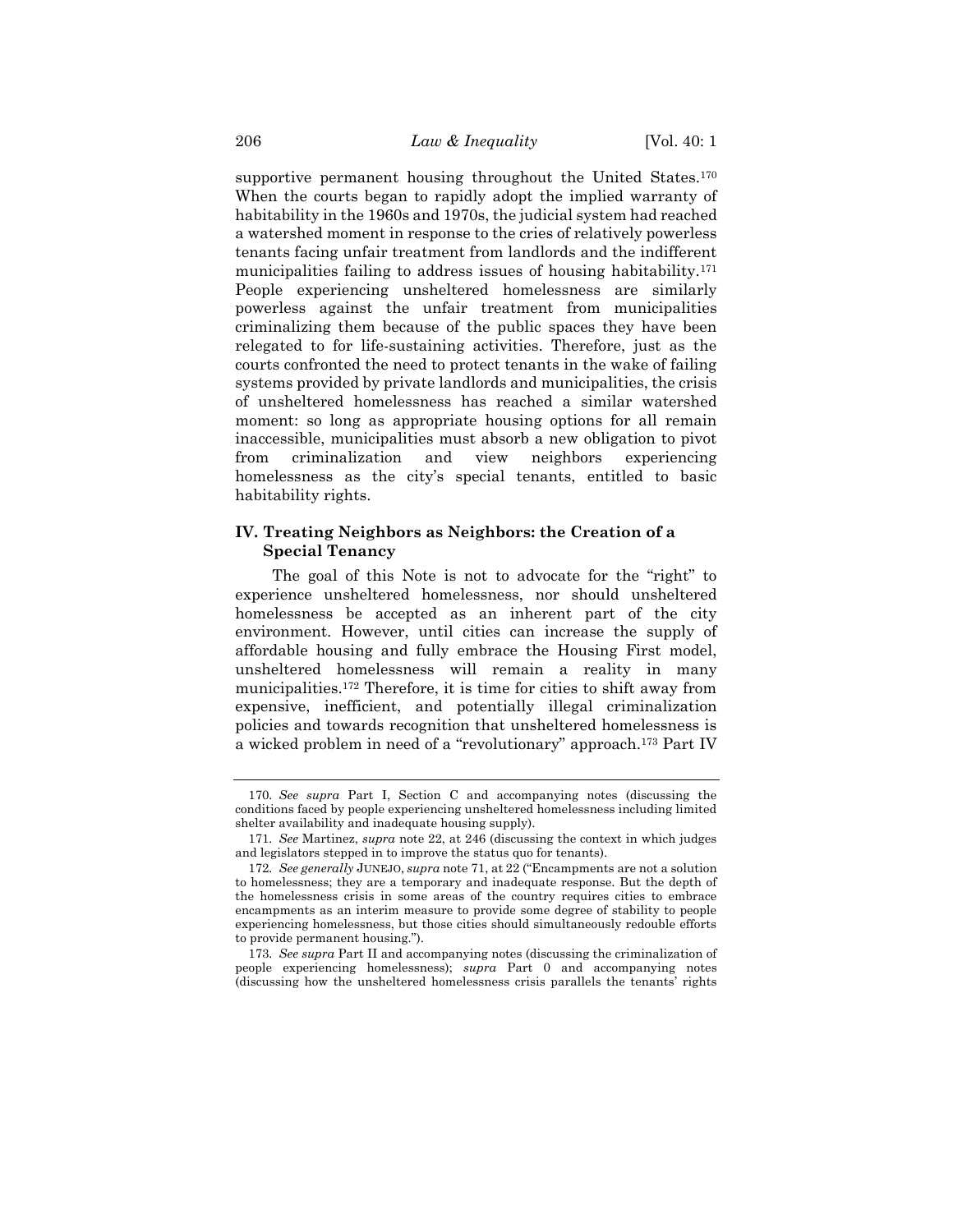supportive permanent housing throughout the United States.[170] When the courts began to rapidly adopt the implied warranty of habitability in the 1960s and 1970s, the judicial system had reached a watershed moment in response to the cries of relatively powerless tenants facing unfair treatment from landlords and the indifferent municipalities failing to address issues of housing habitability.[171] People experiencing unsheltered homelessness are similarly powerless against the unfair treatment from municipalities criminalizing them because of the public spaces they have been relegated to for life-sustaining activities. Therefore, just as the courts confronted the need to protect tenants in the wake of failing systems provided by private landlords and municipalities, the crisis of unsheltered homelessness has reached a similar watershed moment: so long as appropriate housing options for all remain inaccessible, municipalities must absorb a new obligation to pivot from criminalization and view neighbors experiencing homelessness as the city's special tenants, entitled to basic habitability rights.

## IV. Treating Neighbors as Neighbors: the Creation of a Special Tenancy

The goal of this Note is not to advocate for the "right" to experience unsheltered homelessness, nor should unsheltered homelessness be accepted as an inherent part of the city environment. However, until cities can increase the supply of affordable housing and fully embrace the Housing First model, unsheltered homelessness will remain a reality in many municipalities.[172] Therefore, it is time for cities to shift away from expensive, inefficient, and potentially illegal criminalization policies and towards recognition that unsheltered homelessness is a wicked problem in need of a "revolutionary" approach.[173] Part IV

---

170. *See supra* Part I, Section C and accompanying notes (discussing the conditions faced by people experiencing unsheltered homelessness including limited shelter availability and inadequate housing supply).

171. *See* Martinez, *supra* note 22, at 246 (discussing the context in which judges and legislators stepped in to improve the status quo for tenants).

172. *See generally* JUNEJO, *supra* note 71, at 22 ("Encampments are not a solution to homelessness; they are a temporary and inadequate response. But the depth of the homelessness crisis in some areas of the country requires cities to embrace encampments as an interim measure to provide some degree of stability to people experiencing homelessness, but those cities should simultaneously redouble efforts to provide permanent housing.").

173. *See supra* Part II and accompanying notes (discussing the criminalization of people experiencing homelessness); *supra* Part 0 and accompanying notes (discussing how the unsheltered homelessness crisis parallels the tenants' rights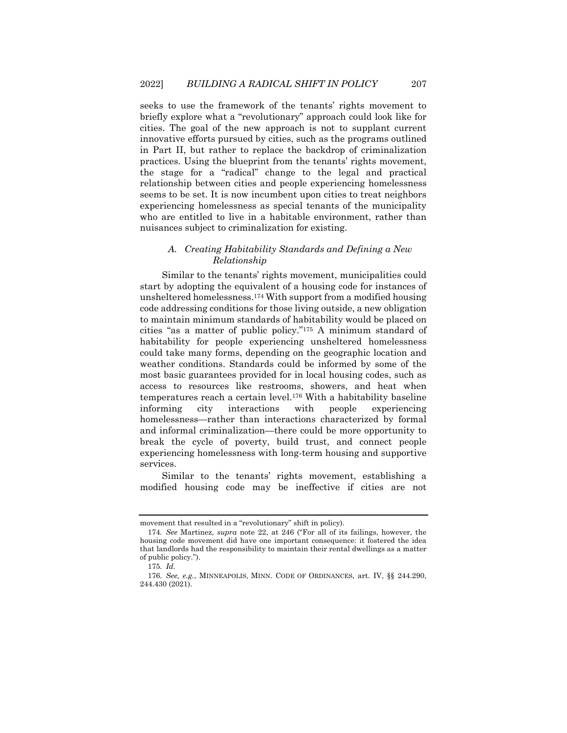seeks to use the framework of the tenants' rights movement to briefly explore what a "revolutionary" approach could look like for cities. The goal of the new approach is not to supplant current innovative efforts pursued by cities, such as the programs outlined in Part II, but rather to replace the backdrop of criminalization practices. Using the blueprint from the tenants' rights movement, the stage for a "radical" change to the legal and practical relationship between cities and people experiencing homelessness seems to be set. It is now incumbent upon cities to treat neighbors experiencing homelessness as special tenants of the municipality who are entitled to live in a habitable environment, rather than nuisances subject to criminalization for existing.

### *A. Creating Habitability Standards and Defining a New Relationship*

Similar to the tenants' rights movement, municipalities could start by adopting the equivalent of a housing code for instances of unsheltered homelessness.[174] With support from a modified housing code addressing conditions for those living outside, a new obligation to maintain minimum standards of habitability would be placed on cities "as a matter of public policy."[175] A minimum standard of habitability for people experiencing unsheltered homelessness could take many forms, depending on the geographic location and weather conditions. Standards could be informed by some of the most basic guarantees provided for in local housing codes, such as access to resources like restrooms, showers, and heat when temperatures reach a certain level.[176] With a habitability baseline informing city interactions with people experiencing homelessness—rather than interactions characterized by formal and informal criminalization—there could be more opportunity to break the cycle of poverty, build trust, and connect people experiencing homelessness with long-term housing and supportive services.

Similar to the tenants' rights movement, establishing a modified housing code may be ineffective if cities are not

---

movement that resulted in a "revolutionary" shift in policy).

174. *See* Martinez, *supra* note 22, at 246 ("For all of its failings, however, the housing code movement did have one important consequence: it fostered the idea that landlords had the responsibility to maintain their rental dwellings as a matter of public policy.").

175. *Id.*

176. *See, e.g.*, MINNEAPOLIS, MINN. CODE OF ORDINANCES, art. IV, §§ 244.290, 244.430 (2021).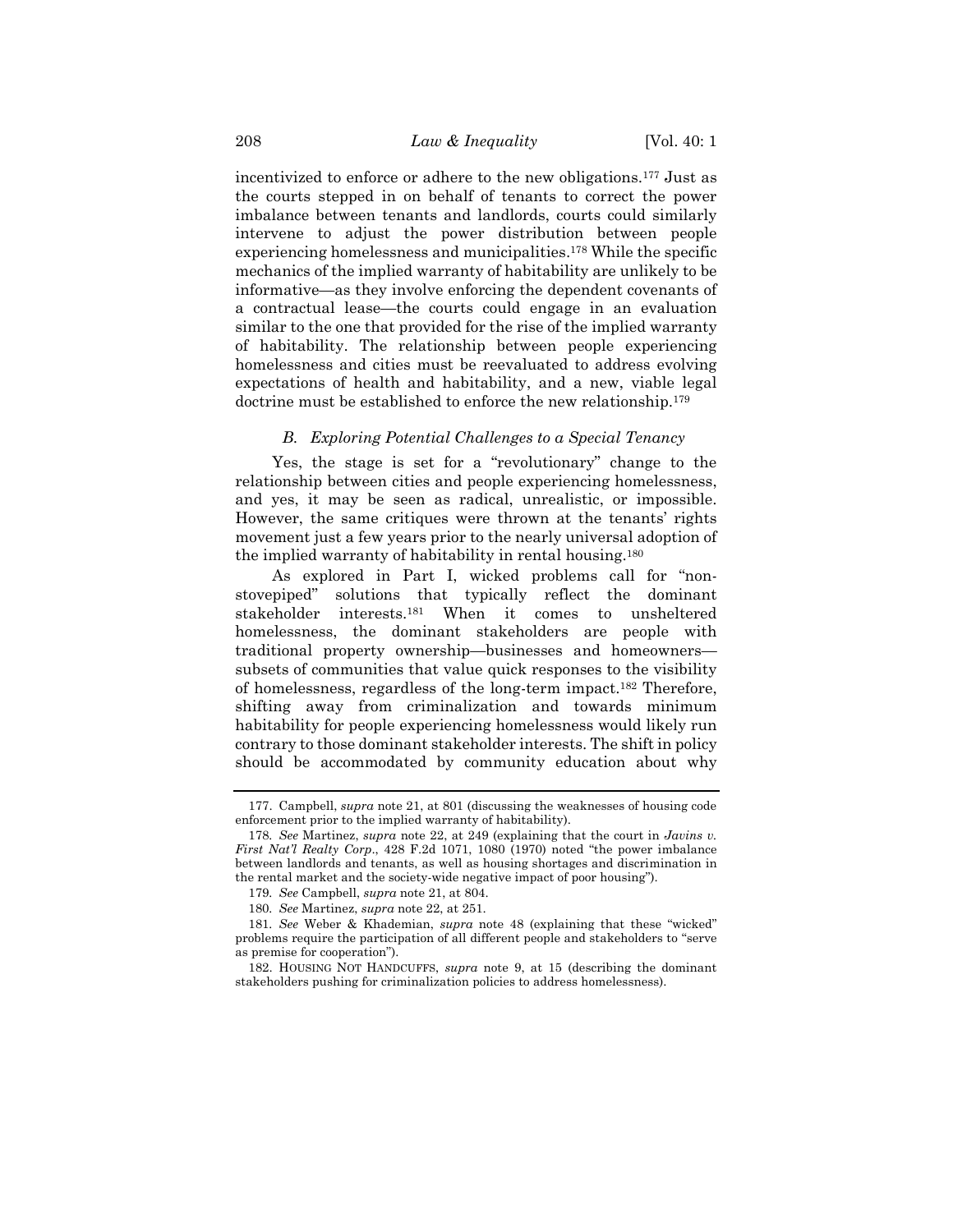incentivized to enforce or adhere to the new obligations.[177] Just as the courts stepped in on behalf of tenants to correct the power imbalance between tenants and landlords, courts could similarly intervene to adjust the power distribution between people experiencing homelessness and municipalities.[178] While the specific mechanics of the implied warranty of habitability are unlikely to be informative—as they involve enforcing the dependent covenants of a contractual lease—the courts could engage in an evaluation similar to the one that provided for the rise of the implied warranty of habitability. The relationship between people experiencing homelessness and cities must be reevaluated to address evolving expectations of health and habitability, and a new, viable legal doctrine must be established to enforce the new relationship.[179]

### *B. Exploring Potential Challenges to a Special Tenancy*

Yes, the stage is set for a "revolutionary" change to the relationship between cities and people experiencing homelessness, and yes, it may be seen as radical, unrealistic, or impossible. However, the same critiques were thrown at the tenants' rights movement just a few years prior to the nearly universal adoption of the implied warranty of habitability in rental housing.[180]

As explored in Part I, wicked problems call for "non-stovepiped" solutions that typically reflect the dominant stakeholder interests.[181] When it comes to unsheltered homelessness, the dominant stakeholders are people with traditional property ownership—businesses and homeowners—subsets of communities that value quick responses to the visibility of homelessness, regardless of the long-term impact.[182] Therefore, shifting away from criminalization and towards minimum habitability for people experiencing homelessness would likely run contrary to those dominant stakeholder interests. The shift in policy should be accommodated by community education about why

---

177. Campbell, *supra* note 21, at 801 (discussing the weaknesses of housing code enforcement prior to the implied warranty of habitability).

178. *See* Martinez, *supra* note 22, at 249 (explaining that the court in *Javins v. First Nat'l Realty Corp*., 428 F.2d 1071, 1080 (1970) noted "the power imbalance between landlords and tenants, as well as housing shortages and discrimination in the rental market and the society-wide negative impact of poor housing").

179. *See* Campbell, *supra* note 21, at 804.

180. *See* Martinez, *supra* note 22, at 251.

181. *See* Weber & Khademian, *supra* note 48 (explaining that these "wicked" problems require the participation of all different people and stakeholders to "serve as premise for cooperation").

182. HOUSING NOT HANDCUFFS, *supra* note 9, at 15 (describing the dominant stakeholders pushing for criminalization policies to address homelessness).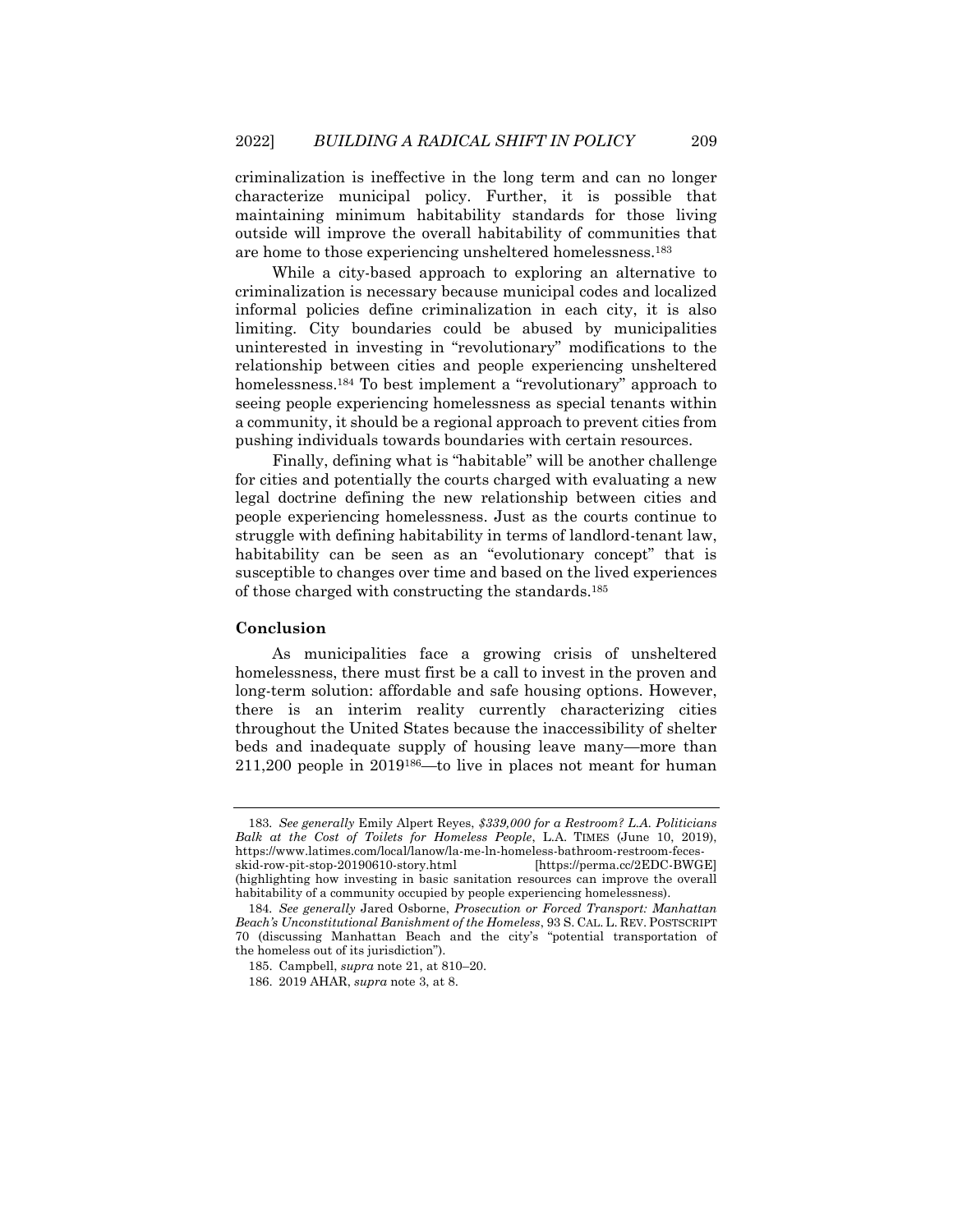criminalization is ineffective in the long term and can no longer characterize municipal policy. Further, it is possible that maintaining minimum habitability standards for those living outside will improve the overall habitability of communities that are home to those experiencing unsheltered homelessness.[183]

While a city-based approach to exploring an alternative to criminalization is necessary because municipal codes and localized informal policies define criminalization in each city, it is also limiting. City boundaries could be abused by municipalities uninterested in investing in "revolutionary" modifications to the relationship between cities and people experiencing unsheltered homelessness.[184] To best implement a "revolutionary" approach to seeing people experiencing homelessness as special tenants within a community, it should be a regional approach to prevent cities from pushing individuals towards boundaries with certain resources.

Finally, defining what is "habitable" will be another challenge for cities and potentially the courts charged with evaluating a new legal doctrine defining the new relationship between cities and people experiencing homelessness. Just as the courts continue to struggle with defining habitability in terms of landlord-tenant law, habitability can be seen as an "evolutionary concept" that is susceptible to changes over time and based on the lived experiences of those charged with constructing the standards.[185]

**Conclusion**

As municipalities face a growing crisis of unsheltered homelessness, there must first be a call to invest in the proven and long-term solution: affordable and safe housing options. However, there is an interim reality currently characterizing cities throughout the United States because the inaccessibility of shelter beds and inadequate supply of housing leave many—more than 211,200 people in 2019[186]—to live in places not meant for human

---

183. *See generally* Emily Alpert Reyes, *$339,000 for a Restroom? L.A. Politicians Balk at the Cost of Toilets for Homeless People*, L.A. TIMES (June 10, 2019), https://www.latimes.com/local/lanow/la-me-ln-homeless-bathroom-restroom-feces-skid-row-pit-stop-20190610-story.html [https://perma.cc/2EDC-BWGE] (highlighting how investing in basic sanitation resources can improve the overall habitability of a community occupied by people experiencing homelessness).

184. *See generally* Jared Osborne, *Prosecution or Forced Transport: Manhattan Beach's Unconstitutional Banishment of the Homeless*, 93 S. CAL. L. REV. POSTSCRIPT 70 (discussing Manhattan Beach and the city's "potential transportation of the homeless out of its jurisdiction").

185. Campbell, *supra* note 21, at 810–20.

186. 2019 AHAR, *supra* note 3, at 8.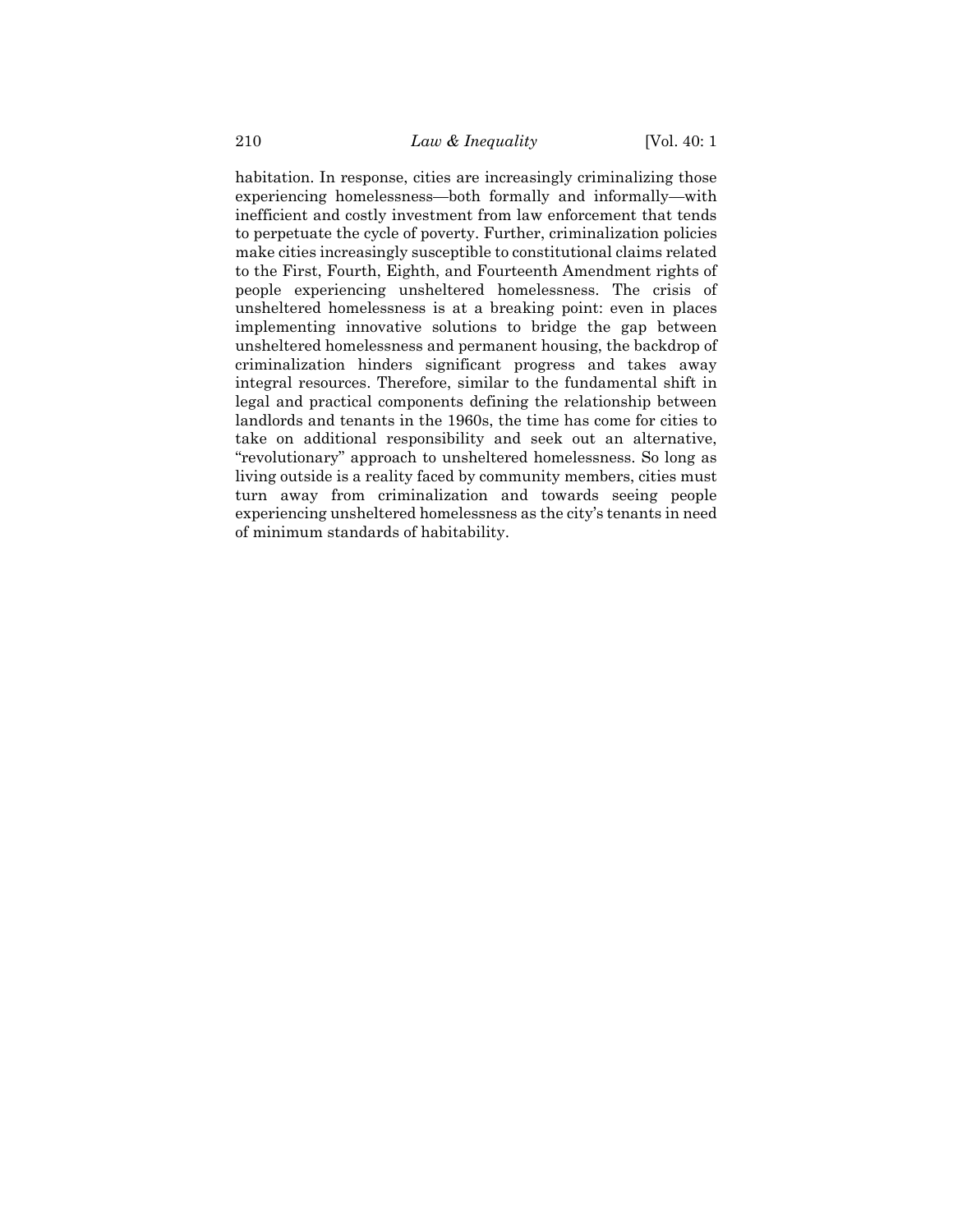habitation. In response, cities are increasingly criminalizing those experiencing homelessness—both formally and informally—with inefficient and costly investment from law enforcement that tends to perpetuate the cycle of poverty. Further, criminalization policies make cities increasingly susceptible to constitutional claims related to the First, Fourth, Eighth, and Fourteenth Amendment rights of people experiencing unsheltered homelessness. The crisis of unsheltered homelessness is at a breaking point: even in places implementing innovative solutions to bridge the gap between unsheltered homelessness and permanent housing, the backdrop of criminalization hinders significant progress and takes away integral resources. Therefore, similar to the fundamental shift in legal and practical components defining the relationship between landlords and tenants in the 1960s, the time has come for cities to take on additional responsibility and seek out an alternative, "revolutionary" approach to unsheltered homelessness. So long as living outside is a reality faced by community members, cities must turn away from criminalization and towards seeing people experiencing unsheltered homelessness as the city's tenants in need of minimum standards of habitability.